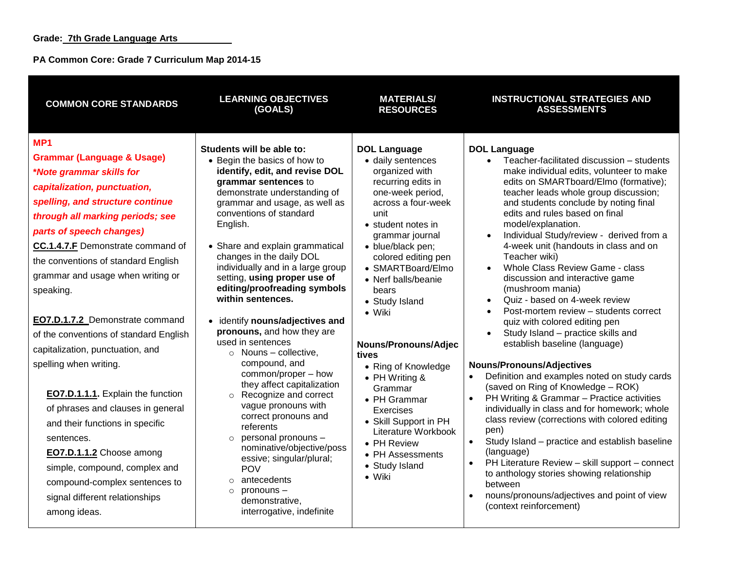**Grade: 7th Grade Language Arts**

**PA Common Core: Grade 7 Curriculum Map 2014-15**

| COMMON CORE STANDARDS | LEARNING OBJECTIVES (GOALS) | MATERIALS/ RESOURCES | INSTRUCTIONAL STRATEGIES AND ASSESSMENTS |
|---|---|---|---|
| **MP1**<br>**Grammar (Language & Usage)**<br>***Note grammar skills for capitalization, punctuation, spelling, and structure continue through all marking periods; see parts of speech changes)**<br><br>**CC.1.4.7.F** Demonstrate command of the conventions of standard English grammar and usage when writing or speaking.<br><br>**EO7.D.1.7.2** Demonstrate command of the conventions of standard English capitalization, punctuation, and spelling when writing.<br><br>**EO7.D.1.1.1.** Explain the function of phrases and clauses in general and their functions in specific sentences.<br>**EO7.D.1.1.2** Choose among simple, compound, complex and compound-complex sentences to signal different relationships among ideas. | **Students will be able to:**<br>• Begin the basics of how to **identify, edit, and revise DOL grammar sentences** to demonstrate understanding of grammar and usage, as well as conventions of standard English.<br><br>• Share and explain grammatical changes in the daily DOL individually and in a large group setting, **using proper use of editing/proofreading symbols within sentences.**<br><br>• identify **nouns/adjectives and pronouns,** and how they are used in sentences<br>○ Nouns – collective, compound, and common/proper – how they affect capitalization<br>○ Recognize and correct vague pronouns with correct pronouns and referents<br>○ personal pronouns – nominative/objective/possessive; singular/plural; POV<br>○ antecedents<br>○ pronouns – demonstrative, interrogative, indefinite | **DOL Language**<br>• daily sentences organized with recurring edits in one-week period, across a four-week unit<br>• student notes in grammar journal<br>• blue/black pen; colored editing pen<br>• SMARTBoard/Elmo<br>• Nerf balls/beanie bears<br>• Study Island<br>• Wiki<br><br>**Nouns/Pronouns/Adjectives**<br>• Ring of Knowledge<br>• PH Writing & Grammar<br>• PH Grammar Exercises<br>• Skill Support in PH Literature Workbook<br>• PH Review<br>• PH Assessments<br>• Study Island<br>• Wiki | **DOL Language**<br>• Teacher-facilitated discussion – students make individual edits, volunteer to make edits on SMARTboard/Elmo (formative); teacher leads whole group discussion; and students conclude by noting final edits and rules based on final model/explanation.<br>• Individual Study/review - derived from a 4-week unit (handouts in class and on Teacher wiki)<br>• Whole Class Review Game - class discussion and interactive game (mushroom mania)<br>• Quiz - based on 4-week review<br>• Post-mortem review – students correct quiz with colored editing pen<br>• Study Island – practice skills and establish baseline (language)<br><br>**Nouns/Pronouns/Adjectives**<br>• Definition and examples noted on study cards (saved on Ring of Knowledge – ROK)<br>• PH Writing & Grammar – Practice activities individually in class and for homework; whole class review (corrections with colored editing pen)<br>• Study Island – practice and establish baseline (language)<br>• PH Literature Review – skill support – connect to anthology stories showing relationship between<br>• nouns/pronouns/adjectives and point of view (context reinforcement) |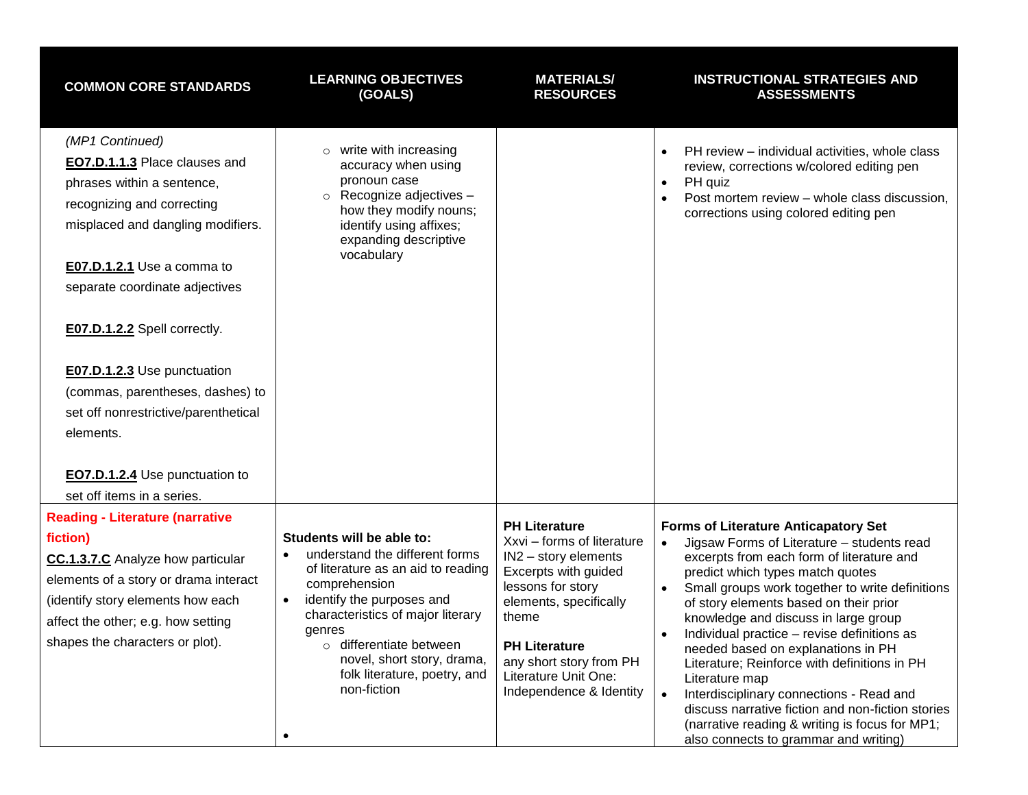| COMMON CORE STANDARDS | LEARNING OBJECTIVES (GOALS) | MATERIALS/ RESOURCES | INSTRUCTIONAL STRATEGIES AND ASSESSMENTS |
|---|---|---|---|
| *(MP1 Continued)*<br>**EO7.D.1.1.3** Place clauses and phrases within a sentence, recognizing and correcting misplaced and dangling modifiers.<br><br>**E07.D.1.2.1** Use a comma to separate coordinate adjectives<br><br>**E07.D.1.2.2** Spell correctly.<br><br>**E07.D.1.2.3** Use punctuation (commas, parentheses, dashes) to set off nonrestrictive/parenthetical elements.<br><br>**EO7.D.1.2.4** Use punctuation to set off items in a series. | ○ write with increasing accuracy when using pronoun case<br>○ Recognize adjectives – how they modify nouns; identify using affixes; expanding descriptive vocabulary | | • PH review – individual activities, whole class review, corrections w/colored editing pen<br>• PH quiz<br>• Post mortem review – whole class discussion, corrections using colored editing pen |
| **Reading - Literature (narrative fiction)**<br>**CC.1.3.7.C** Analyze how particular elements of a story or drama interact (identify story elements how each affect the other; e.g. how setting shapes the characters or plot). | **Students will be able to:**<br>• understand the different forms of literature as an aid to reading comprehension<br>• identify the purposes and characteristics of major literary genres<br>○ differentiate between novel, short story, drama, folk literature, poetry, and non-fiction<br>• | **PH Literature**<br>Xxvi – forms of literature<br>IN2 – story elements<br>Excerpts with guided lessons for story elements, specifically theme<br><br>**PH Literature**<br>any short story from PH Literature Unit One: Independence & Identity | **Forms of Literature Anticapatory Set**<br>• Jigsaw Forms of Literature – students read excerpts from each form of literature and predict which types match quotes<br>• Small groups work together to write definitions of story elements based on their prior knowledge and discuss in large group<br>• Individual practice – revise definitions as needed based on explanations in PH Literature; Reinforce with definitions in PH Literature map<br>• Interdisciplinary connections - Read and discuss narrative fiction and non-fiction stories (narrative reading & writing is focus for MP1; also connects to grammar and writing) |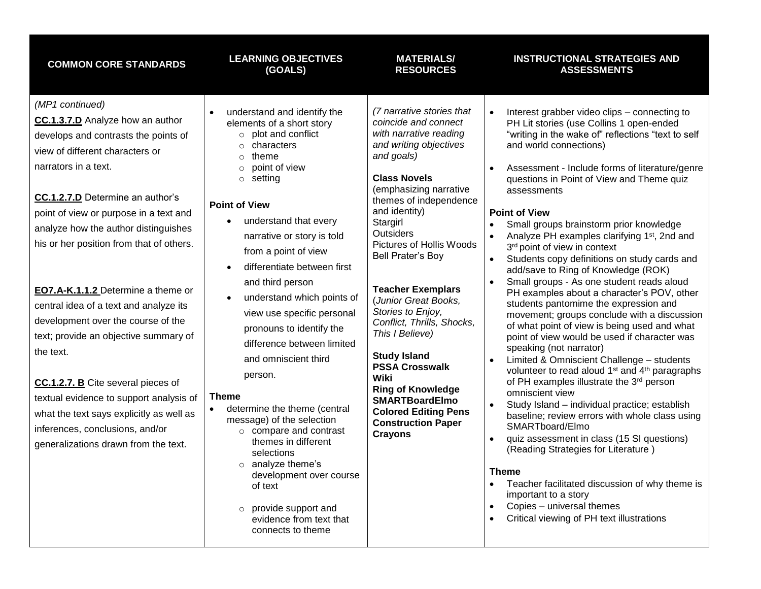| COMMON CORE STANDARDS | LEARNING OBJECTIVES (GOALS) | MATERIALS/ RESOURCES | INSTRUCTIONAL STRATEGIES AND ASSESSMENTS |
|---|---|---|---|
| *(MP1 continued)*<br>**CC.1.3.7.D** Analyze how an author develops and contrasts the points of view of different characters or narrators in a text.<br><br>**CC.1.2.7.D** Determine an author's point of view or purpose in a text and analyze how the author distinguishes his or her position from that of others.<br><br>**EO7.A-K.1.1.2** Determine a theme or central idea of a text and analyze its development over the course of the text; provide an objective summary of the text.<br><br>**CC.1.2.7. B** Cite several pieces of textual evidence to support analysis of what the text says explicitly as well as inferences, conclusions, and/or generalizations drawn from the text. | • understand and identify the elements of a short story<br>  ○ plot and conflict<br>  ○ characters<br>  ○ theme<br>  ○ point of view<br>  ○ setting<br><br>**Point of View**<br>• understand that every narrative or story is told from a point of view<br>• differentiate between first and third person<br>• understand which points of view use specific personal pronouns to identify the difference between limited and omniscient third person.<br><br>**Theme**<br>• determine the theme (central message) of the selection<br>  ○ compare and contrast themes in different selections<br>  ○ analyze theme's development over course of text<br>  ○ provide support and evidence from text that connects to theme | *(7 narrative stories that coincide and connect with narrative reading and writing objectives and goals)*<br><br>**Class Novels**<br>(emphasizing narrative themes of independence and identity)<br>Stargirl<br>Outsiders<br>Pictures of Hollis Woods<br>Bell Prater's Boy<br><br>**Teacher Exemplars**<br>(*Junior Great Books, Stories to Enjoy, Conflict, Thrills, Shocks, This I Believe)*<br><br>**Study Island**<br>**PSSA Crosswalk**<br>**Wiki**<br>**Ring of Knowledge**<br>**SMARTBoardElmo**<br>**Colored Editing Pens**<br>**Construction Paper**<br>**Crayons** | • Interest grabber video clips – connecting to PH Lit stories (use Collins 1 open-ended "writing in the wake of" reflections "text to self and world connections)<br>• Assessment - Include forms of literature/genre questions in Point of View and Theme quiz assessments<br><br>**Point of View**<br>• Small groups brainstorm prior knowledge<br>• Analyze PH examples clarifying 1st, 2nd and 3rd point of view in context<br>• Students copy definitions on study cards and add/save to Ring of Knowledge (ROK)<br>• Small groups - As one student reads aloud PH examples about a character's POV, other students pantomime the expression and movement; groups conclude with a discussion of what point of view is being used and what point of view would be used if character was speaking (not narrator)<br>• Limited & Omniscient Challenge – students volunteer to read aloud 1st and 4th paragraphs of PH examples illustrate the 3rd person omniscient view<br>• Study Island – individual practice; establish baseline; review errors with whole class using SMARTboard/Elmo<br>• quiz assessment in class (15 SI questions) (Reading Strategies for Literature )<br><br>**Theme**<br>• Teacher facilitated discussion of why theme is important to a story<br>• Copies – universal themes<br>• Critical viewing of PH text illustrations |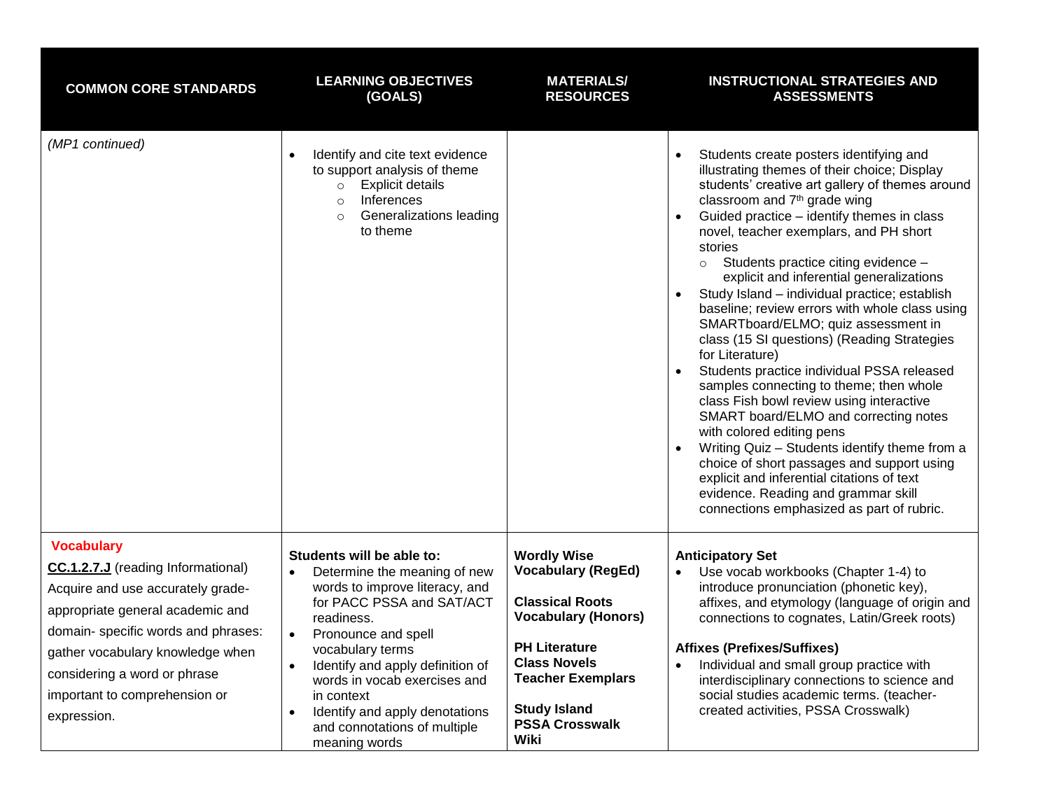| COMMON CORE STANDARDS | LEARNING OBJECTIVES (GOALS) | MATERIALS/ RESOURCES | INSTRUCTIONAL STRATEGIES AND ASSESSMENTS |
|---|---|---|---|
| *(MP1 continued)* | • Identify and cite text evidence to support analysis of theme<br>  ○ Explicit details<br>  ○ Inferences<br>  ○ Generalizations leading to theme | | • Students create posters identifying and illustrating themes of their choice; Display students' creative art gallery of themes around classroom and 7th grade wing<br>• Guided practice – identify themes in class novel, teacher exemplars, and PH short stories<br>  ○ Students practice citing evidence – explicit and inferential generalizations<br>• Study Island – individual practice; establish baseline; review errors with whole class using SMARTboard/ELMO; quiz assessment in class (15 SI questions) (Reading Strategies for Literature)<br>• Students practice individual PSSA released samples connecting to theme; then whole class Fish bowl review using interactive SMART board/ELMO and correcting notes with colored editing pens<br>• Writing Quiz – Students identify theme from a choice of short passages and support using explicit and inferential citations of text evidence. Reading and grammar skill connections emphasized as part of rubric. |
| **Vocabulary**<br>**CC.1.2.7.J** (reading Informational) Acquire and use accurately grade-appropriate general academic and domain- specific words and phrases: gather vocabulary knowledge when considering a word or phrase important to comprehension or expression. | **Students will be able to:**<br>• Determine the meaning of new words to improve literacy, and for PACC PSSA and SAT/ACT readiness.<br>• Pronounce and spell vocabulary terms<br>• Identify and apply definition of words in vocab exercises and in context<br>• Identify and apply denotations and connotations of multiple meaning words | **Wordly Wise Vocabulary (RegEd)**<br><br>**Classical Roots Vocabulary (Honors)**<br><br>**PH Literature**<br>**Class Novels**<br>**Teacher Exemplars**<br><br>**Study Island**<br>**PSSA Crosswalk**<br>**Wiki** | **Anticipatory Set**<br>• Use vocab workbooks (Chapter 1-4) to introduce pronunciation (phonetic key), affixes, and etymology (language of origin and connections to cognates, Latin/Greek roots)<br><br>**Affixes (Prefixes/Suffixes)**<br>• Individual and small group practice with interdisciplinary connections to science and social studies academic terms. (teacher-created activities, PSSA Crosswalk) |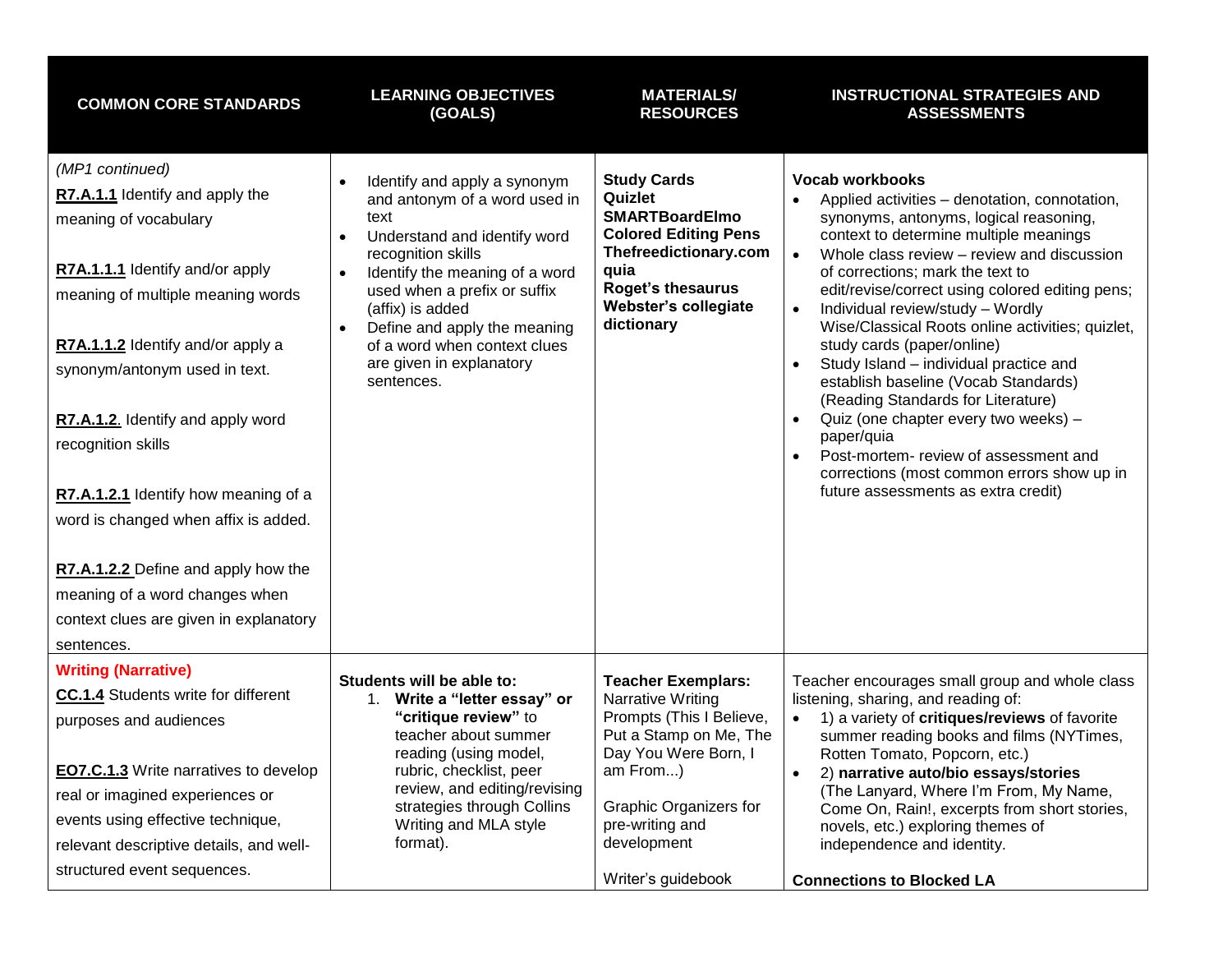| COMMON CORE STANDARDS | LEARNING OBJECTIVES (GOALS) | MATERIALS/ RESOURCES | INSTRUCTIONAL STRATEGIES AND ASSESSMENTS |
|---|---|---|---|
| *(MP1 continued)*<br>**R7.A.1.1** Identify and apply the meaning of vocabulary<br><br>**R7A.1.1.1** Identify and/or apply meaning of multiple meaning words<br><br>**R7A.1.1.2** Identify and/or apply a synonym/antonym used in text.<br><br>**R7.A.1.2**. Identify and apply word recognition skills<br><br>**R7.A.1.2.1** Identify how meaning of a word is changed when affix is added.<br><br>**R7.A.1.2.2** Define and apply how the meaning of a word changes when context clues are given in explanatory sentences. | • Identify and apply a synonym and antonym of a word used in text<br>• Understand and identify word recognition skills<br>• Identify the meaning of a word used when a prefix or suffix (affix) is added<br>• Define and apply the meaning of a word when context clues are given in explanatory sentences. | **Study Cards**<br>**Quizlet**<br>**SMARTBoardElmo**<br>**Colored Editing Pens**<br>**Thefreedictionary.com**<br>**quia**<br>**Roget's thesaurus**<br>**Webster's collegiate dictionary** | **Vocab workbooks**<br>• Applied activities – denotation, connotation, synonyms, antonyms, logical reasoning, context to determine multiple meanings<br>• Whole class review – review and discussion of corrections; mark the text to edit/revise/correct using colored editing pens;<br>• Individual review/study – Wordly Wise/Classical Roots online activities; quizlet, study cards (paper/online)<br>• Study Island – individual practice and establish baseline (Vocab Standards) (Reading Standards for Literature)<br>• Quiz (one chapter every two weeks) – paper/quia<br>• Post-mortem- review of assessment and corrections (most common errors show up in future assessments as extra credit) |
| **Writing (Narrative)**<br>**CC.1.4** Students write for different purposes and audiences<br><br>**EO7.C.1.3** Write narratives to develop real or imagined experiences or events using effective technique, relevant descriptive details, and well-structured event sequences. | **Students will be able to:**<br>1. **Write a "letter essay" or "critique review"** to teacher about summer reading (using model, rubric, checklist, peer review, and editing/revising strategies through Collins Writing and MLA style format). | **Teacher Exemplars:** Narrative Writing Prompts (This I Believe, Put a Stamp on Me, The Day You Were Born, I am From...)<br><br>Graphic Organizers for pre-writing and development<br><br>Writer's guidebook | Teacher encourages small group and whole class listening, sharing, and reading of:<br>• 1) a variety of **critiques/reviews** of favorite summer reading books and films (NYTimes, Rotten Tomato, Popcorn, etc.)<br>• 2) **narrative auto/bio essays/stories** (The Lanyard, Where I'm From, My Name, Come On, Rain!, excerpts from short stories, novels, etc.) exploring themes of independence and identity.<br><br>**Connections to Blocked LA** |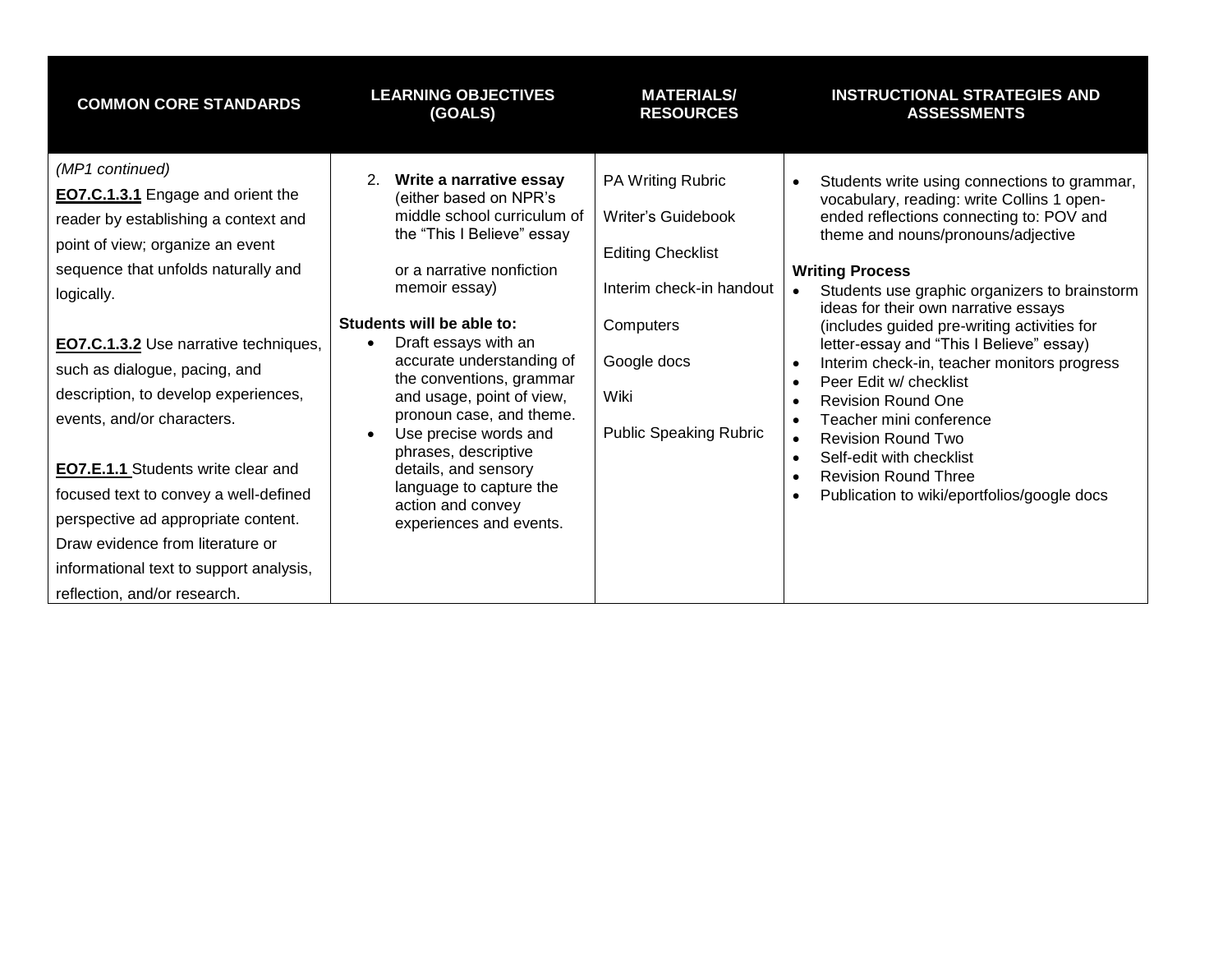| COMMON CORE STANDARDS | LEARNING OBJECTIVES (GOALS) | MATERIALS/ RESOURCES | INSTRUCTIONAL STRATEGIES AND ASSESSMENTS |
|---|---|---|---|
| *(MP1 continued)*<br>**<u>EO7.C.1.3.1</u>** Engage and orient the reader by establishing a context and point of view; organize an event sequence that unfolds naturally and logically.<br><br>**<u>EO7.C.1.3.2</u>** Use narrative techniques, such as dialogue, pacing, and description, to develop experiences, events, and/or characters.<br><br>**<u>EO7.E.1.1</u>** Students write clear and focused text to convey a well-defined perspective ad appropriate content. Draw evidence from literature or informational text to support analysis, reflection, and/or research. | 2. **Write a narrative essay** (either based on NPR's middle school curriculum of the "This I Believe" essay<br><br>or a narrative nonfiction memoir essay)<br><br>**Students will be able to:**<br>• Draft essays with an accurate understanding of the conventions, grammar and usage, point of view, pronoun case, and theme.<br>• Use precise words and phrases, descriptive details, and sensory language to capture the action and convey experiences and events. | PA Writing Rubric<br><br>Writer's Guidebook<br><br>Editing Checklist<br><br>Interim check-in handout<br><br>Computers<br><br>Google docs<br><br>Wiki<br><br>Public Speaking Rubric | • Students write using connections to grammar, vocabulary, reading: write Collins 1 open-ended reflections connecting to: POV and theme and nouns/pronouns/adjective<br><br>**Writing Process**<br>• Students use graphic organizers to brainstorm ideas for their own narrative essays (includes guided pre-writing activities for letter-essay and "This I Believe" essay)<br>• Interim check-in, teacher monitors progress<br>• Peer Edit w/ checklist<br>• Revision Round One<br>• Teacher mini conference<br>• Revision Round Two<br>• Self-edit with checklist<br>• Revision Round Three<br>• Publication to wiki/eportfolios/google docs |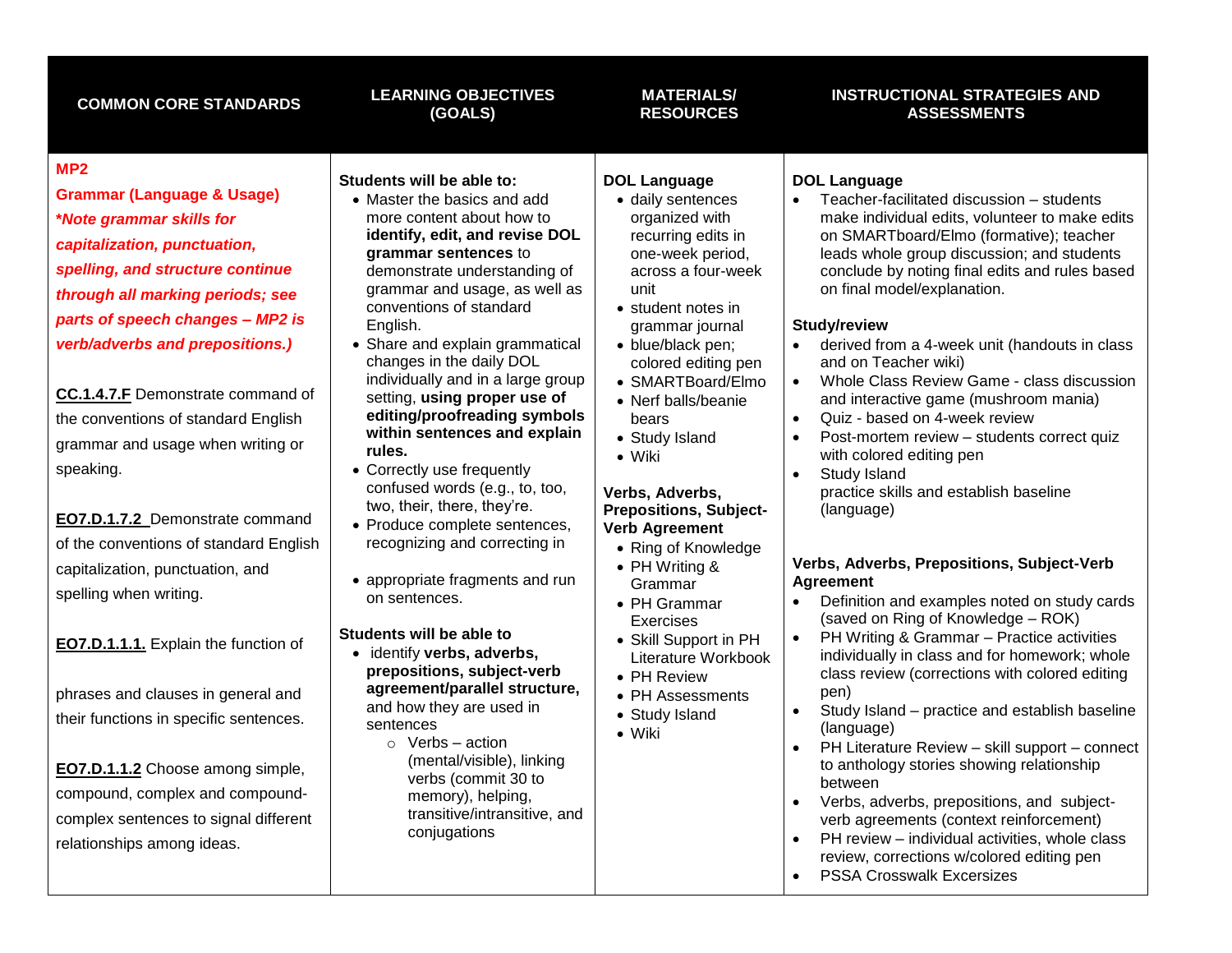| COMMON CORE STANDARDS | LEARNING OBJECTIVES (GOALS) | MATERIALS/ RESOURCES | INSTRUCTIONAL STRATEGIES AND ASSESSMENTS |
|---|---|---|---|
| **MP2**<br>**Grammar (Language & Usage)**<br>***Note grammar skills for capitalization, punctuation, spelling, and structure continue through all marking periods; see parts of speech changes – MP2 is verb/adverbs and prepositions.)***<br><br>**CC.1.4.7.F** Demonstrate command of the conventions of standard English grammar and usage when writing or speaking.<br><br>**EO7.D.1.7.2** Demonstrate command of the conventions of standard English capitalization, punctuation, and spelling when writing.<br><br>**EO7.D.1.1.1.** Explain the function of<br><br>phrases and clauses in general and their functions in specific sentences.<br><br>**EO7.D.1.1.2** Choose among simple, compound, complex and compound-complex sentences to signal different relationships among ideas. | **Students will be able to:**<br>• Master the basics and add more content about how to **identify, edit, and revise DOL grammar sentences** to demonstrate understanding of grammar and usage, as well as conventions of standard English.<br>• Share and explain grammatical changes in the daily DOL individually and in a large group setting, **using proper use of editing/proofreading symbols within sentences and explain rules.**<br>• Correctly use frequently confused words (e.g., to, too, two, their, there, they're.<br>• Produce complete sentences, recognizing and correcting in<br><br>• appropriate fragments and run on sentences.<br><br>**Students will be able to**<br>• identify **verbs, adverbs, prepositions, subject-verb agreement/parallel structure,** and how they are used in sentences<br>&nbsp;&nbsp;&nbsp;&nbsp;○ Verbs – action (mental/visible), linking verbs (commit 30 to memory), helping, transitive/intransitive, and conjugations | **DOL Language**<br>• daily sentences organized with recurring edits in one-week period, across a four-week unit<br>• student notes in grammar journal<br>• blue/black pen; colored editing pen<br>• SMARTBoard/Elmo<br>• Nerf balls/beanie bears<br>• Study Island<br>• Wiki<br><br>**Verbs, Adverbs, Prepositions, Subject-Verb Agreement**<br>• Ring of Knowledge<br>• PH Writing & Grammar<br>• PH Grammar Exercises<br>• Skill Support in PH Literature Workbook<br>• PH Review<br>• PH Assessments<br>• Study Island<br>• Wiki | **DOL Language**<br>• Teacher-facilitated discussion – students make individual edits, volunteer to make edits on SMARTboard/Elmo (formative); teacher leads whole group discussion; and students conclude by noting final edits and rules based on final model/explanation.<br><br>**Study/review**<br>• derived from a 4-week unit (handouts in class and on Teacher wiki)<br>• Whole Class Review Game - class discussion and interactive game (mushroom mania)<br>• Quiz - based on 4-week review<br>• Post-mortem review – students correct quiz with colored editing pen<br>• Study Island practice skills and establish baseline (language)<br><br>**Verbs, Adverbs, Prepositions, Subject-Verb Agreement**<br>• Definition and examples noted on study cards (saved on Ring of Knowledge – ROK)<br>• PH Writing & Grammar – Practice activities individually in class and for homework; whole class review (corrections with colored editing pen)<br>• Study Island – practice and establish baseline (language)<br>• PH Literature Review – skill support – connect to anthology stories showing relationship between<br>• Verbs, adverbs, prepositions, and subject-verb agreements (context reinforcement)<br>• PH review – individual activities, whole class review, corrections w/colored editing pen<br>• PSSA Crosswalk Excersizes |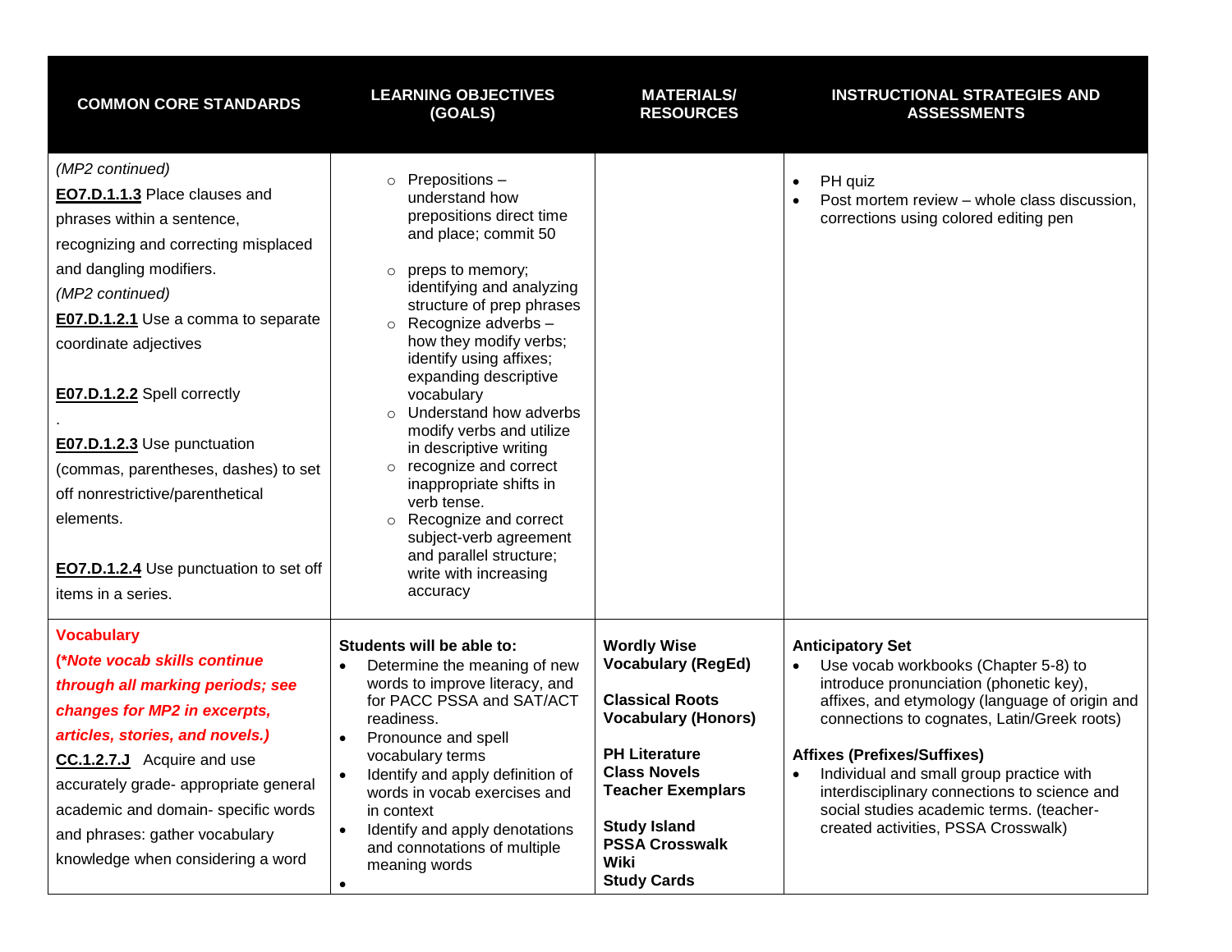| COMMON CORE STANDARDS | LEARNING OBJECTIVES (GOALS) | MATERIALS/ RESOURCES | INSTRUCTIONAL STRATEGIES AND ASSESSMENTS |
|---|---|---|---|
| *(MP2 continued)*<br>**EO7.D.1.1.3** Place clauses and phrases within a sentence, recognizing and correcting misplaced and dangling modifiers.<br>*(MP2 continued)*<br>**E07.D.1.2.1** Use a comma to separate coordinate adjectives<br><br>**E07.D.1.2.2** Spell correctly<br>.<br>**E07.D.1.2.3** Use punctuation (commas, parentheses, dashes) to set off nonrestrictive/parenthetical elements.<br><br>**EO7.D.1.2.4** Use punctuation to set off items in a series. | ○ Prepositions – understand how prepositions direct time and place; commit 50<br>○ preps to memory; identifying and analyzing structure of prep phrases<br>○ Recognize adverbs – how they modify verbs; identify using affixes; expanding descriptive vocabulary<br>○ Understand how adverbs modify verbs and utilize in descriptive writing<br>○ recognize and correct inappropriate shifts in verb tense.<br>○ Recognize and correct subject-verb agreement and parallel structure; write with increasing accuracy | | • PH quiz<br>• Post mortem review – whole class discussion, corrections using colored editing pen |
| **Vocabulary**<br>***(\*Note vocab skills continue through all marking periods; see changes for MP2 in excerpts, articles, stories, and novels.)***<br>**CC.1.2.7.J** Acquire and use accurately grade- appropriate general academic and domain- specific words and phrases: gather vocabulary knowledge when considering a word | **Students will be able to:**<br>• Determine the meaning of new words to improve literacy, and for PACC PSSA and SAT/ACT readiness.<br>• Pronounce and spell vocabulary terms<br>• Identify and apply definition of words in vocab exercises and in context<br>• Identify and apply denotations and connotations of multiple meaning words<br>• | **Wordly Wise Vocabulary (RegEd)**<br><br>**Classical Roots Vocabulary (Honors)**<br><br>**PH Literature**<br>**Class Novels**<br>**Teacher Exemplars**<br><br>**Study Island**<br>**PSSA Crosswalk**<br>**Wiki**<br>**Study Cards** | **Anticipatory Set**<br>• Use vocab workbooks (Chapter 5-8) to introduce pronunciation (phonetic key), affixes, and etymology (language of origin and connections to cognates, Latin/Greek roots)<br><br>**Affixes (Prefixes/Suffixes)**<br>• Individual and small group practice with interdisciplinary connections to science and social studies academic terms. (teacher-created activities, PSSA Crosswalk) |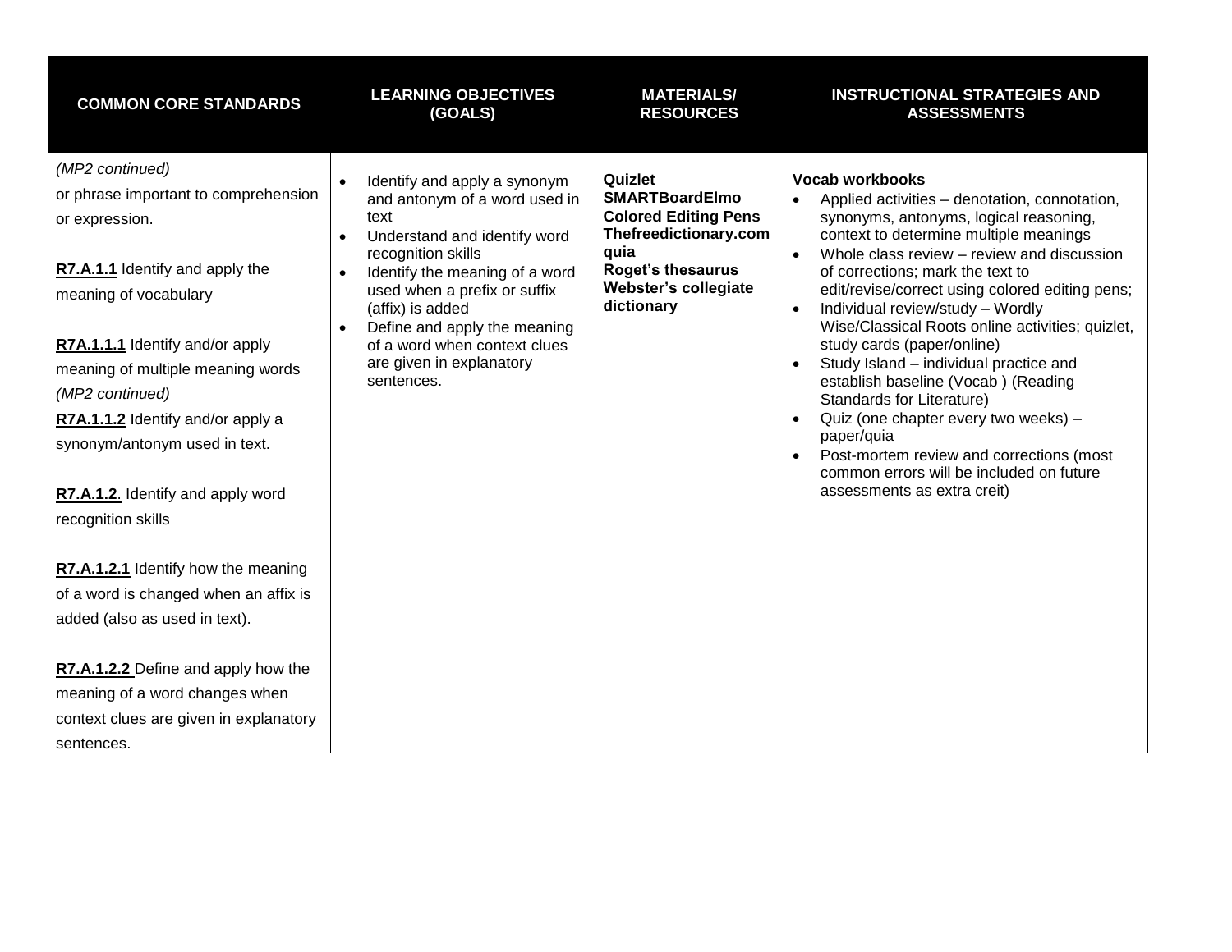| COMMON CORE STANDARDS | LEARNING OBJECTIVES (GOALS) | MATERIALS/ RESOURCES | INSTRUCTIONAL STRATEGIES AND ASSESSMENTS |
|---|---|---|---|
| *(MP2 continued)*<br>or phrase important to comprehension or expression.<br><br>**R7.A.1.1** Identify and apply the meaning of vocabulary<br><br>**R7A.1.1.1** Identify and/or apply meaning of multiple meaning words<br>*(MP2 continued)*<br>**R7A.1.1.2** Identify and/or apply a synonym/antonym used in text.<br><br>**R7.A.1.2**. Identify and apply word recognition skills<br><br>**R7.A.1.2.1** Identify how the meaning of a word is changed when an affix is added (also as used in text).<br><br>**R7.A.1.2.2** Define and apply how the meaning of a word changes when context clues are given in explanatory sentences. | • Identify and apply a synonym and antonym of a word used in text<br>• Understand and identify word recognition skills<br>• Identify the meaning of a word used when a prefix or suffix (affix) is added<br>• Define and apply the meaning of a word when context clues are given in explanatory sentences. | **Quizlet**<br>**SMARTBoardElmo**<br>**Colored Editing Pens**<br>**Thefreedictionary.com**<br>**quia**<br>**Roget's thesaurus**<br>**Webster's collegiate dictionary** | **Vocab workbooks**<br>• Applied activities – denotation, connotation, synonyms, antonyms, logical reasoning, context to determine multiple meanings<br>• Whole class review – review and discussion of corrections; mark the text to edit/revise/correct using colored editing pens;<br>• Individual review/study – Wordly Wise/Classical Roots online activities; quizlet, study cards (paper/online)<br>• Study Island – individual practice and establish baseline (Vocab ) (Reading Standards for Literature)<br>• Quiz (one chapter every two weeks) – paper/quia<br>• Post-mortem review and corrections (most common errors will be included on future assessments as extra creit) |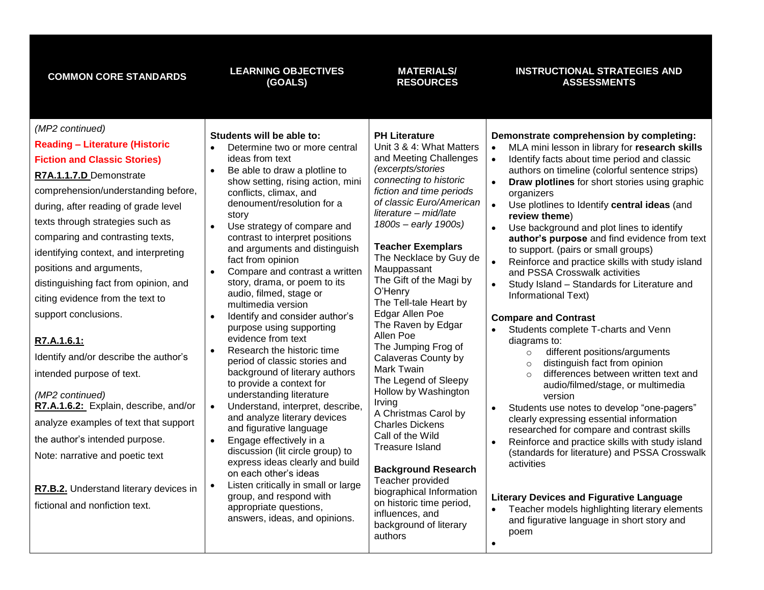| COMMON CORE STANDARDS | LEARNING OBJECTIVES (GOALS) | MATERIALS/ RESOURCES | INSTRUCTIONAL STRATEGIES AND ASSESSMENTS |
|---|---|---|---|
| *(MP2 continued)*<br>**Reading – Literature (Historic Fiction and Classic Stories)**<br>**R7A.1.1.7.D** Demonstrate comprehension/understanding before, during, after reading of grade level texts through strategies such as comparing and contrasting texts, identifying context, and interpreting positions and arguments, distinguishing fact from opinion, and citing evidence from the text to support conclusions.<br><br>**R7.A.1.6.1:**<br>Identify and/or describe the author's intended purpose of text.<br><br>*(MP2 continued)*<br>**R7.A.1.6.2:** Explain, describe, and/or analyze examples of text that support the author's intended purpose.<br>Note: narrative and poetic text<br><br>**R7.B.2.** Understand literary devices in fictional and nonfiction text. | **Students will be able to:**<br>• Determine two or more central ideas from text<br>• Be able to draw a plotline to show setting, rising action, mini conflicts, climax, and denoument/resolution for a story<br>• Use strategy of compare and contrast to interpret positions and arguments and distinguish fact from opinion<br>• Compare and contrast a written story, drama, or poem to its audio, filmed, stage or multimedia version<br>• Identify and consider author's purpose using supporting evidence from text<br>• Research the historic time period of classic stories and background of literary authors to provide a context for understanding literature<br>• Understand, interpret, describe, and analyze literary devices and figurative language<br>• Engage effectively in a discussion (lit circle group) to express ideas clearly and build on each other's ideas<br>• Listen critically in small or large group, and respond with appropriate questions, answers, ideas, and opinions. | **PH Literature**<br>Unit 3 & 4: What Matters and Meeting Challenges *(excerpts/stories connecting to historic fiction and time periods of classic Euro/American literature – mid/late 1800s – early 1900s)*<br><br>**Teacher Exemplars**<br>The Necklace by Guy de Mauppassant<br>The Gift of the Magi by O'Henry<br>The Tell-tale Heart by Edgar Allen Poe<br>The Raven by Edgar Allen Poe<br>The Jumping Frog of Calaveras County by Mark Twain<br>The Legend of Sleepy Hollow by Washington Irving<br>A Christmas Carol by Charles Dickens<br>Call of the Wild<br>Treasure Island<br><br>**Background Research**<br>Teacher provided biographical Information on historic time period, influences, and background of literary authors | **Demonstrate comprehension by completing:**<br>• MLA mini lesson in library for **research skills**<br>• Identify facts about time period and classic authors on timeline (colorful sentence strips)<br>• **Draw plotlines** for short stories using graphic organizers<br>• Use plotlines to Identify **central ideas** (and **review theme**)<br>• Use background and plot lines to identify **author's purpose** and find evidence from text to support. (pairs or small groups)<br>• Reinforce and practice skills with study island and PSSA Crosswalk activities<br>• Study Island – Standards for Literature and Informational Text)<br><br>**Compare and Contrast**<br>• Students complete T-charts and Venn diagrams to:<br>  ○ different positions/arguments<br>  ○ distinguish fact from opinion<br>  ○ differences between written text and audio/filmed/stage, or multimedia version<br>• Students use notes to develop "one-pagers" clearly expressing essential information researched for compare and contrast skills<br>• Reinforce and practice skills with study island (standards for literature) and PSSA Crosswalk activities<br><br>**Literary Devices and Figurative Language**<br>• Teacher models highlighting literary elements and figurative language in short story and poem<br>• |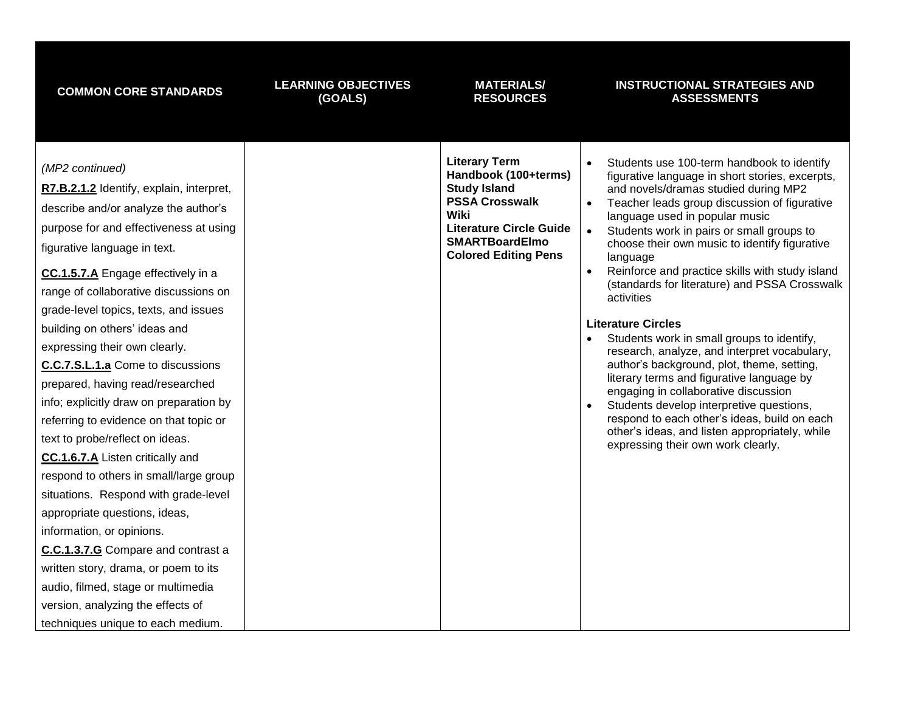| COMMON CORE STANDARDS | LEARNING OBJECTIVES (GOALS) | MATERIALS/ RESOURCES | INSTRUCTIONAL STRATEGIES AND ASSESSMENTS |
|---|---|---|---|
| *(MP2 continued)*<br>**R7.B.2.1.2** Identify, explain, interpret, describe and/or analyze the author's purpose for and effectiveness at using figurative language in text.<br>**CC.1.5.7.A** Engage effectively in a range of collaborative discussions on grade-level topics, texts, and issues building on others' ideas and expressing their own clearly.<br>**C.C.7.S.L.1.a** Come to discussions prepared, having read/researched info; explicitly draw on preparation by referring to evidence on that topic or text to probe/reflect on ideas.<br>**CC.1.6.7.A** Listen critically and respond to others in small/large group situations. Respond with grade-level appropriate questions, ideas, information, or opinions.<br>**C.C.1.3.7.G** Compare and contrast a written story, drama, or poem to its audio, filmed, stage or multimedia version, analyzing the effects of techniques unique to each medium. | | **Literary Term Handbook (100+terms)**<br>**Study Island**<br>**PSSA Crosswalk**<br>**Wiki**<br>**Literature Circle Guide**<br>**SMARTBoardElmo**<br>**Colored Editing Pens** | • Students use 100-term handbook to identify figurative language in short stories, excerpts, and novels/dramas studied during MP2<br>• Teacher leads group discussion of figurative language used in popular music<br>• Students work in pairs or small groups to choose their own music to identify figurative language<br>• Reinforce and practice skills with study island (standards for literature) and PSSA Crosswalk activities<br><br>**Literature Circles**<br>• Students work in small groups to identify, research, analyze, and interpret vocabulary, author's background, plot, theme, setting, literary terms and figurative language by engaging in collaborative discussion<br>• Students develop interpretive questions, respond to each other's ideas, build on each other's ideas, and listen appropriately, while expressing their own work clearly. |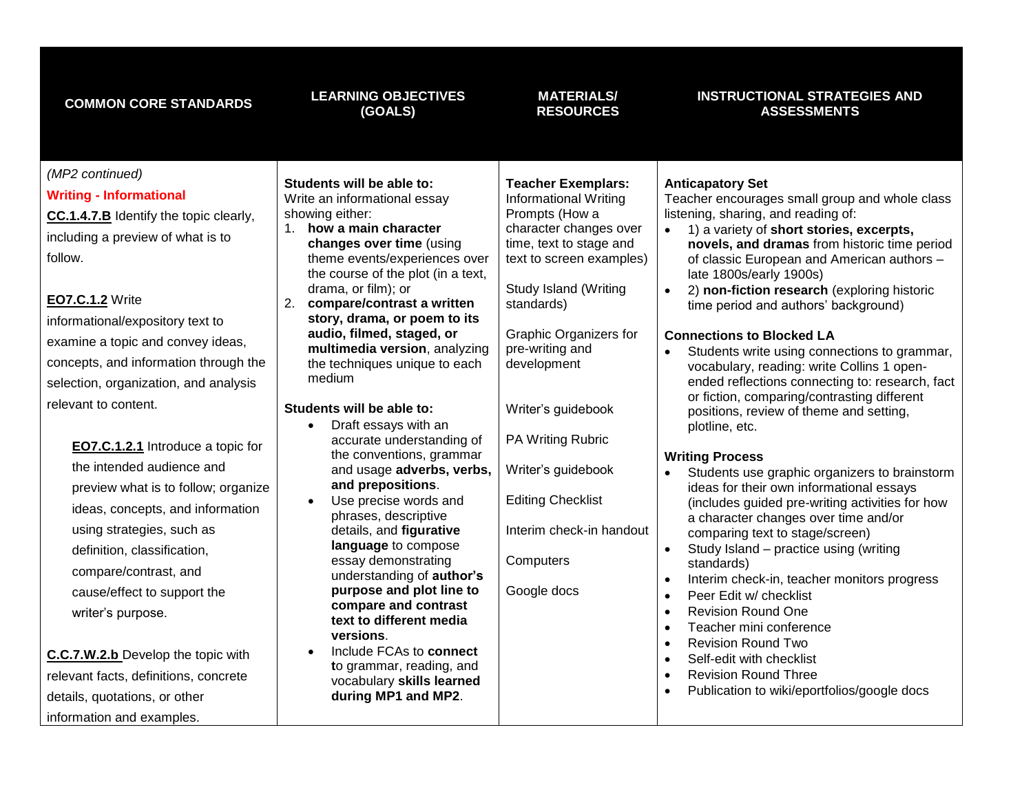| COMMON CORE STANDARDS | LEARNING OBJECTIVES (GOALS) | MATERIALS/ RESOURCES | INSTRUCTIONAL STRATEGIES AND ASSESSMENTS |
|---|---|---|---|
| *(MP2 continued)*<br><br>**Writing - Informational**<br><br>**CC.1.4.7.B** Identify the topic clearly, including a preview of what is to follow.<br><br>**EO7.C.1.2** Write informational/expository text to examine a topic and convey ideas, concepts, and information through the selection, organization, and analysis relevant to content.<br><br>**EO7.C.1.2.1** Introduce a topic for the intended audience and preview what is to follow; organize ideas, concepts, and information using strategies, such as definition, classification, compare/contrast, and cause/effect to support the writer's purpose.<br><br>**C.C.7.W.2.b** Develop the topic with relevant facts, definitions, concrete details, quotations, or other information and examples. | **Students will be able to:**<br>Write an informational essay showing either:<br>1. **how a main character changes over time** (using theme events/experiences over the course of the plot (in a text, drama, or film); or<br>2. **compare/contrast a written story, drama, or poem to its audio, filmed, staged, or multimedia version**, analyzing the techniques unique to each medium<br><br>**Students will be able to:**<br>• Draft essays with an accurate understanding of the conventions, grammar and usage **adverbs, verbs, and prepositions**.<br>• Use precise words and phrases, descriptive details, and **figurative language** to compose essay demonstrating understanding of **author's purpose and plot line to compare and contrast text to different media versions**.<br>• Include FCAs to **connect t**o grammar, reading, and vocabulary **skills learned during MP1 and MP2**. | **Teacher Exemplars:** Informational Writing Prompts (How a character changes over time, text to stage and text to screen examples)<br><br>Study Island (Writing standards)<br><br>Graphic Organizers for pre-writing and development<br><br>Writer's guidebook<br><br>PA Writing Rubric<br><br>Writer's guidebook<br><br>Editing Checklist<br><br>Interim check-in handout<br><br>Computers<br><br>Google docs | **Anticapatory Set**<br>Teacher encourages small group and whole class listening, sharing, and reading of:<br>• 1) a variety of **short stories, excerpts, novels, and dramas** from historic time period of classic European and American authors – late 1800s/early 1900s)<br>• 2) **non-fiction research** (exploring historic time period and authors' background)<br><br>**Connections to Blocked LA**<br>• Students write using connections to grammar, vocabulary, reading: write Collins 1 open-ended reflections connecting to: research, fact or fiction, comparing/contrasting different positions, review of theme and setting, plotline, etc.<br><br>**Writing Process**<br>• Students use graphic organizers to brainstorm ideas for their own informational essays (includes guided pre-writing activities for how a character changes over time and/or comparing text to stage/screen)<br>• Study Island – practice using (writing standards)<br>• Interim check-in, teacher monitors progress<br>• Peer Edit w/ checklist<br>• Revision Round One<br>• Teacher mini conference<br>• Revision Round Two<br>• Self-edit with checklist<br>• Revision Round Three<br>• Publication to wiki/eportfolios/google docs |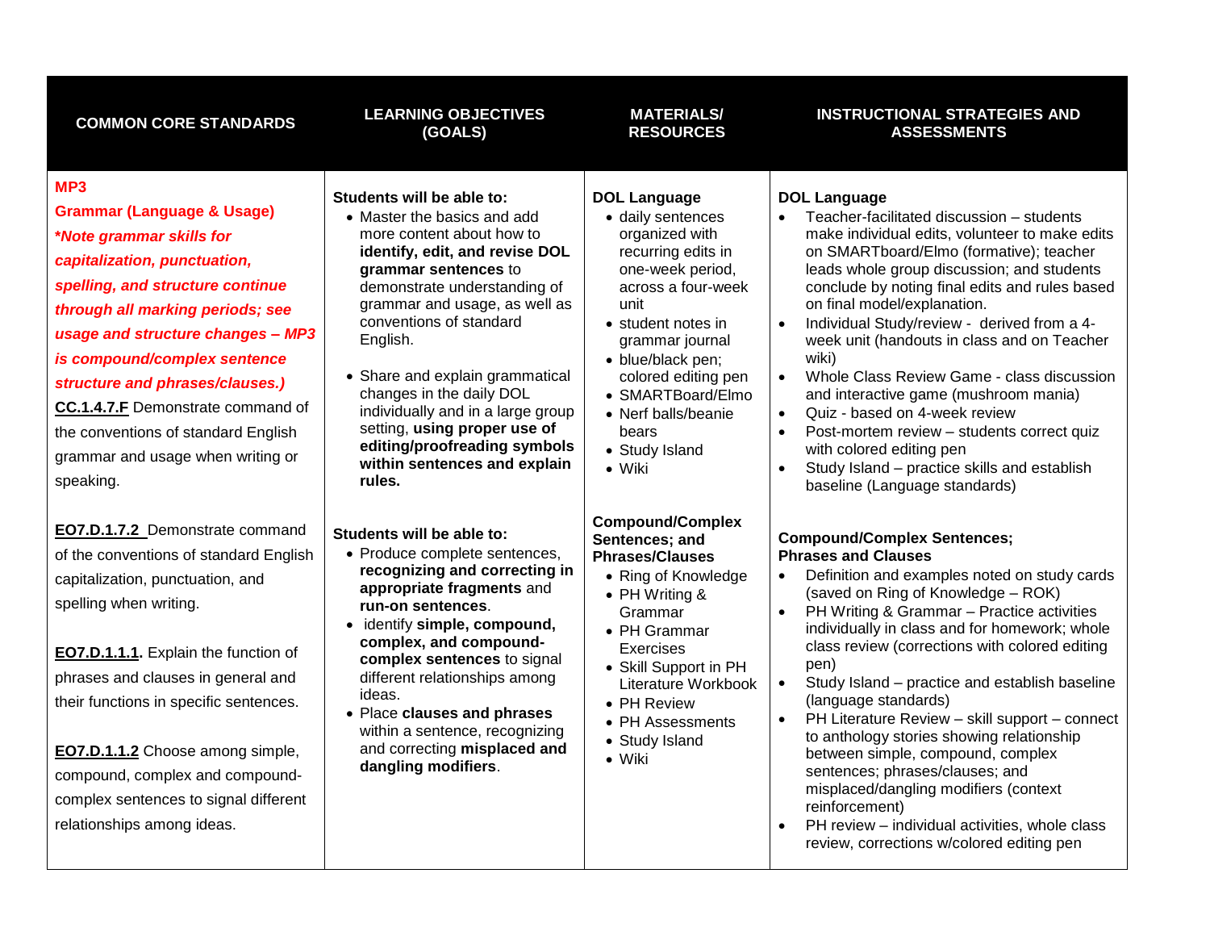| COMMON CORE STANDARDS | LEARNING OBJECTIVES (GOALS) | MATERIALS/ RESOURCES | INSTRUCTIONAL STRATEGIES AND ASSESSMENTS |
|---|---|---|---|
| **MP3**<br>**Grammar (Language & Usage)**<br>***Note grammar skills for capitalization, punctuation, spelling, and structure continue through all marking periods; see usage and structure changes – MP3 is compound/complex sentence structure and phrases/clauses.)***<br>**CC.1.4.7.F** Demonstrate command of the conventions of standard English grammar and usage when writing or speaking. | **Students will be able to:**<br>• Master the basics and add more content about how to **identify, edit, and revise DOL grammar sentences** to demonstrate understanding of grammar and usage, as well as conventions of standard English.<br>• Share and explain grammatical changes in the daily DOL individually and in a large group setting, **using proper use of editing/proofreading symbols within sentences and explain rules.** | **DOL Language**<br>• daily sentences organized with recurring edits in one-week period, across a four-week unit<br>• student notes in grammar journal<br>• blue/black pen; colored editing pen<br>• SMARTBoard/Elmo<br>• Nerf balls/beanie bears<br>• Study Island<br>• Wiki | **DOL Language**<br>• Teacher-facilitated discussion – students make individual edits, volunteer to make edits on SMARTboard/Elmo (formative); teacher leads whole group discussion; and students conclude by noting final edits and rules based on final model/explanation.<br>• Individual Study/review - derived from a 4-week unit (handouts in class and on Teacher wiki)<br>• Whole Class Review Game - class discussion and interactive game (mushroom mania)<br>• Quiz - based on 4-week review<br>• Post-mortem review – students correct quiz with colored editing pen<br>• Study Island – practice skills and establish baseline (Language standards) |
| **EO7.D.1.7.2** Demonstrate command of the conventions of standard English capitalization, punctuation, and spelling when writing.<br><br>**EO7.D.1.1.1.** Explain the function of phrases and clauses in general and their functions in specific sentences.<br><br>**EO7.D.1.1.2** Choose among simple, compound, complex and compound-complex sentences to signal different relationships among ideas. | **Students will be able to:**<br>• Produce complete sentences, **recognizing and correcting in appropriate fragments** and **run-on sentences**.<br>• identify **simple, compound, complex, and compound-complex sentences** to signal different relationships among ideas.<br>• Place **clauses and phrases** within a sentence, recognizing and correcting **misplaced and dangling modifiers**. | **Compound/Complex Sentences; and Phrases/Clauses**<br>• Ring of Knowledge<br>• PH Writing & Grammar<br>• PH Grammar Exercises<br>• Skill Support in PH Literature Workbook<br>• PH Review<br>• PH Assessments<br>• Study Island<br>• Wiki | **Compound/Complex Sentences; Phrases and Clauses**<br>• Definition and examples noted on study cards (saved on Ring of Knowledge – ROK)<br>• PH Writing & Grammar – Practice activities individually in class and for homework; whole class review (corrections with colored editing pen)<br>• Study Island – practice and establish baseline (language standards)<br>• PH Literature Review – skill support – connect to anthology stories showing relationship between simple, compound, complex sentences; phrases/clauses; and misplaced/dangling modifiers (context reinforcement)<br>• PH review – individual activities, whole class review, corrections w/colored editing pen |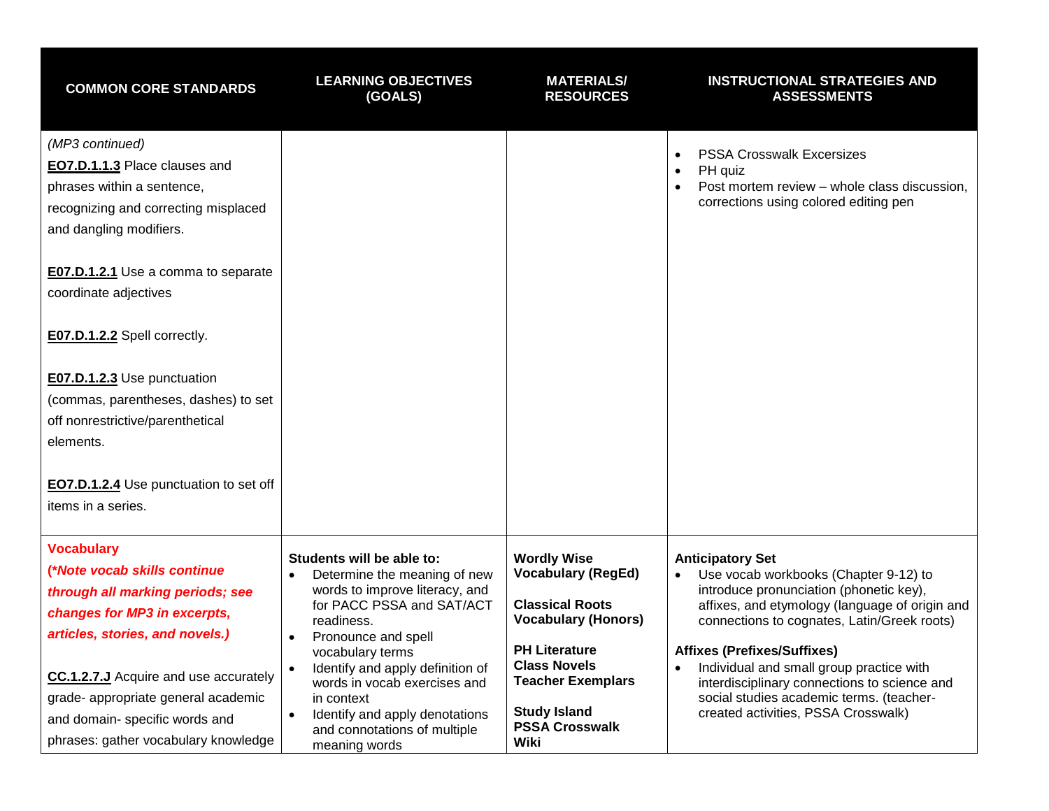| COMMON CORE STANDARDS | LEARNING OBJECTIVES (GOALS) | MATERIALS/ RESOURCES | INSTRUCTIONAL STRATEGIES AND ASSESSMENTS |
|---|---|---|---|
| *(MP3 continued)*<br>**EO7.D.1.1.3** Place clauses and phrases within a sentence, recognizing and correcting misplaced and dangling modifiers.<br><br>**E07.D.1.2.1** Use a comma to separate coordinate adjectives<br><br>**E07.D.1.2.2** Spell correctly.<br><br>**E07.D.1.2.3** Use punctuation (commas, parentheses, dashes) to set off nonrestrictive/parenthetical elements.<br><br>**EO7.D.1.2.4** Use punctuation to set off items in a series. | | | • PSSA Crosswalk Excersizes<br>• PH quiz<br>• Post mortem review – whole class discussion, corrections using colored editing pen |
| **Vocabulary**<br>***(\*Note vocab skills continue through all marking periods; see changes for MP3 in excerpts, articles, stories, and novels.)***<br><br>**CC.1.2.7.J** Acquire and use accurately grade- appropriate general academic and domain- specific words and phrases: gather vocabulary knowledge | **Students will be able to:**<br>• Determine the meaning of new words to improve literacy, and for PACC PSSA and SAT/ACT readiness.<br>• Pronounce and spell vocabulary terms<br>• Identify and apply definition of words in vocab exercises and in context<br>• Identify and apply denotations and connotations of multiple meaning words | **Wordly Wise Vocabulary (RegEd)**<br><br>**Classical Roots Vocabulary (Honors)**<br><br>**PH Literature**<br>**Class Novels**<br>**Teacher Exemplars**<br><br>**Study Island**<br>**PSSA Crosswalk**<br>**Wiki** | **Anticipatory Set**<br>• Use vocab workbooks (Chapter 9-12) to introduce pronunciation (phonetic key), affixes, and etymology (language of origin and connections to cognates, Latin/Greek roots)<br><br>**Affixes (Prefixes/Suffixes)**<br>• Individual and small group practice with interdisciplinary connections to science and social studies academic terms. (teacher-created activities, PSSA Crosswalk) |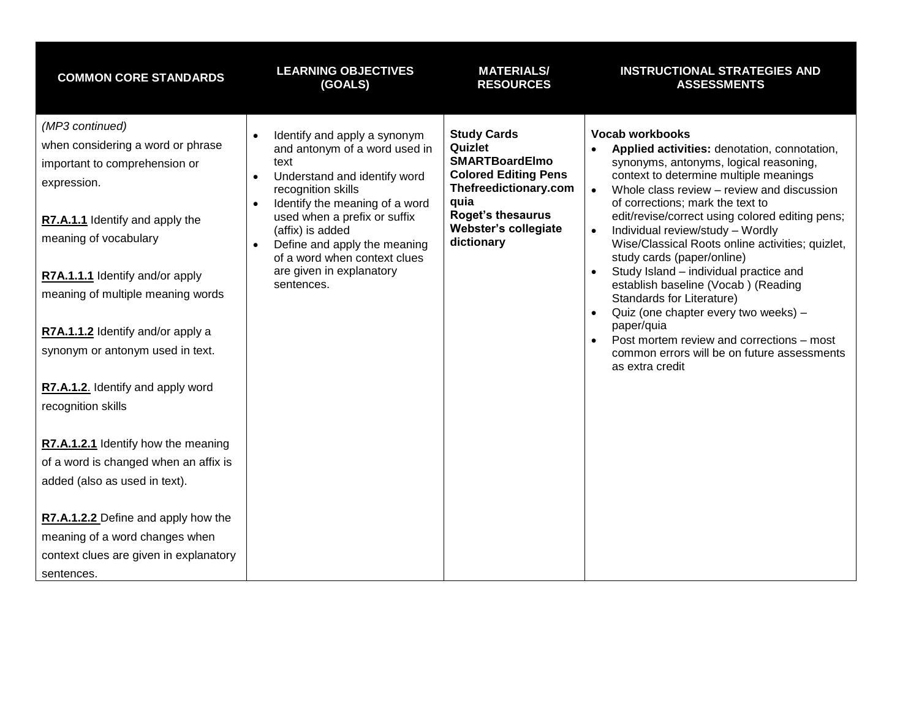| COMMON CORE STANDARDS | LEARNING OBJECTIVES (GOALS) | MATERIALS/ RESOURCES | INSTRUCTIONAL STRATEGIES AND ASSESSMENTS |
|---|---|---|---|
| *(MP3 continued)*<br>when considering a word or phrase important to comprehension or expression.<br><br>**R7.A.1.1** Identify and apply the meaning of vocabulary<br><br>**R7A.1.1.1** Identify and/or apply meaning of multiple meaning words<br><br>**R7A.1.1.2** Identify and/or apply a synonym or antonym used in text.<br><br>**R7.A.1.2**. Identify and apply word recognition skills<br><br>**R7.A.1.2.1** Identify how the meaning of a word is changed when an affix is added (also as used in text).<br><br>**R7.A.1.2.2** Define and apply how the meaning of a word changes when context clues are given in explanatory sentences. | • Identify and apply a synonym and antonym of a word used in text<br>• Understand and identify word recognition skills<br>• Identify the meaning of a word used when a prefix or suffix (affix) is added<br>• Define and apply the meaning of a word when context clues are given in explanatory sentences. | **Study Cards**<br>**Quizlet**<br>**SMARTBoardElmo**<br>**Colored Editing Pens**<br>**Thefreedictionary.com**<br>**quia**<br>**Roget's thesaurus**<br>**Webster's collegiate dictionary** | **Vocab workbooks**<br>• **Applied activities:** denotation, connotation, synonyms, antonyms, logical reasoning, context to determine multiple meanings<br>• Whole class review – review and discussion of corrections; mark the text to edit/revise/correct using colored editing pens;<br>• Individual review/study – Wordly Wise/Classical Roots online activities; quizlet, study cards (paper/online)<br>• Study Island – individual practice and establish baseline (Vocab ) (Reading Standards for Literature)<br>• Quiz (one chapter every two weeks) – paper/quia<br>• Post mortem review and corrections – most common errors will be on future assessments as extra credit |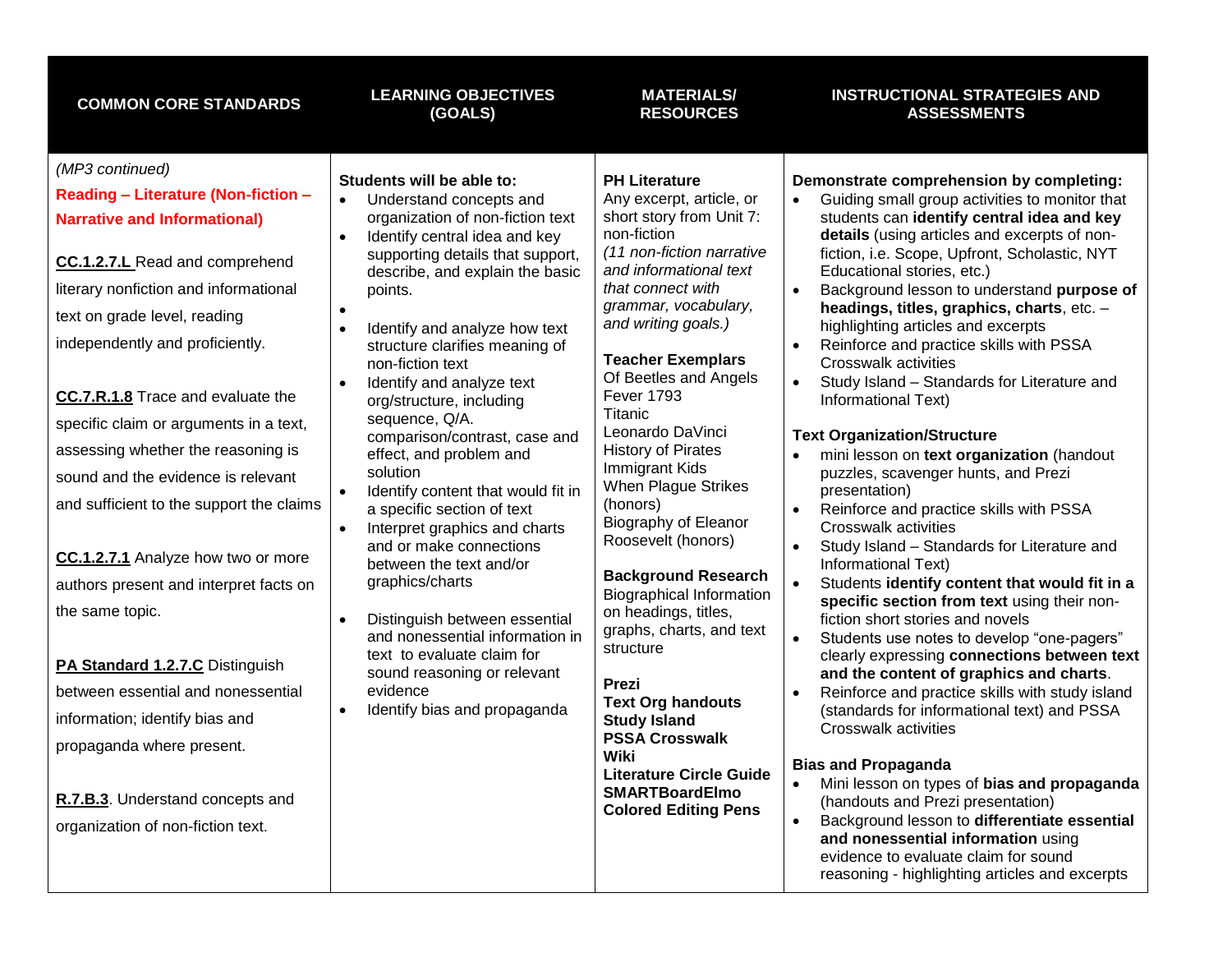| COMMON CORE STANDARDS | LEARNING OBJECTIVES (GOALS) | MATERIALS/ RESOURCES | INSTRUCTIONAL STRATEGIES AND ASSESSMENTS |
|---|---|---|---|
| *(MP3 continued)*<br>**Reading – Literature (Non-fiction – Narrative and Informational)**<br><br>**CC.1.2.7.L** Read and comprehend literary nonfiction and informational text on grade level, reading independently and proficiently.<br><br>**CC.7.R.1.8** Trace and evaluate the specific claim or arguments in a text, assessing whether the reasoning is sound and the evidence is relevant and sufficient to the support the claims<br><br>**CC.1.2.7.1** Analyze how two or more authors present and interpret facts on the same topic.<br><br>**PA Standard 1.2.7.C** Distinguish between essential and nonessential information; identify bias and propaganda where present.<br><br>**R.7.B.3**. Understand concepts and organization of non-fiction text. | **Students will be able to:**<br>• Understand concepts and organization of non-fiction text<br>• Identify central idea and key supporting details that support, describe, and explain the basic points.<br>•<br>• Identify and analyze how text structure clarifies meaning of non-fiction text<br>• Identify and analyze text org/structure, including sequence, Q/A. comparison/contrast, case and effect, and problem and solution<br>• Identify content that would fit in a specific section of text<br>• Interpret graphics and charts and or make connections between the text and/or graphics/charts<br><br>• Distinguish between essential and nonessential information in text to evaluate claim for sound reasoning or relevant evidence<br>• Identify bias and propaganda | **PH Literature**<br>Any excerpt, article, or short story from Unit 7: non-fiction<br>*(11 non-fiction narrative and informational text that connect with grammar, vocabulary, and writing goals.)*<br><br>**Teacher Exemplars**<br>Of Beetles and Angels<br>Fever 1793<br>Titanic<br>Leonardo DaVinci<br>History of Pirates<br>Immigrant Kids<br>When Plague Strikes (honors)<br>Biography of Eleanor Roosevelt (honors)<br><br>**Background Research**<br>Biographical Information on headings, titles, graphs, charts, and text structure<br><br>**Prezi**<br>**Text Org handouts**<br>**Study Island**<br>**PSSA Crosswalk**<br>**Wiki**<br>**Literature Circle Guide**<br>**SMARTBoardElmo**<br>**Colored Editing Pens** | **Demonstrate comprehension by completing:**<br>• Guiding small group activities to monitor that students can **identify central idea and key details** (using articles and excerpts of non-fiction, i.e. Scope, Upfront, Scholastic, NYT Educational stories, etc.)<br>• Background lesson to understand **purpose of headings, titles, graphics, charts**, etc. – highlighting articles and excerpts<br>• Reinforce and practice skills with PSSA Crosswalk activities<br>• Study Island – Standards for Literature and Informational Text)<br><br>**Text Organization/Structure**<br>• mini lesson on **text organization** (handout puzzles, scavenger hunts, and Prezi presentation)<br>• Reinforce and practice skills with PSSA Crosswalk activities<br>• Study Island – Standards for Literature and Informational Text)<br>• Students **identify content that would fit in a specific section from text** using their non-fiction short stories and novels<br>• Students use notes to develop "one-pagers" clearly expressing **connections between text and the content of graphics and charts**.<br>• Reinforce and practice skills with study island (standards for informational text) and PSSA Crosswalk activities<br><br>**Bias and Propaganda**<br>• Mini lesson on types of **bias and propaganda** (handouts and Prezi presentation)<br>• Background lesson to **differentiate essential and nonessential information** using evidence to evaluate claim for sound reasoning - highlighting articles and excerpts |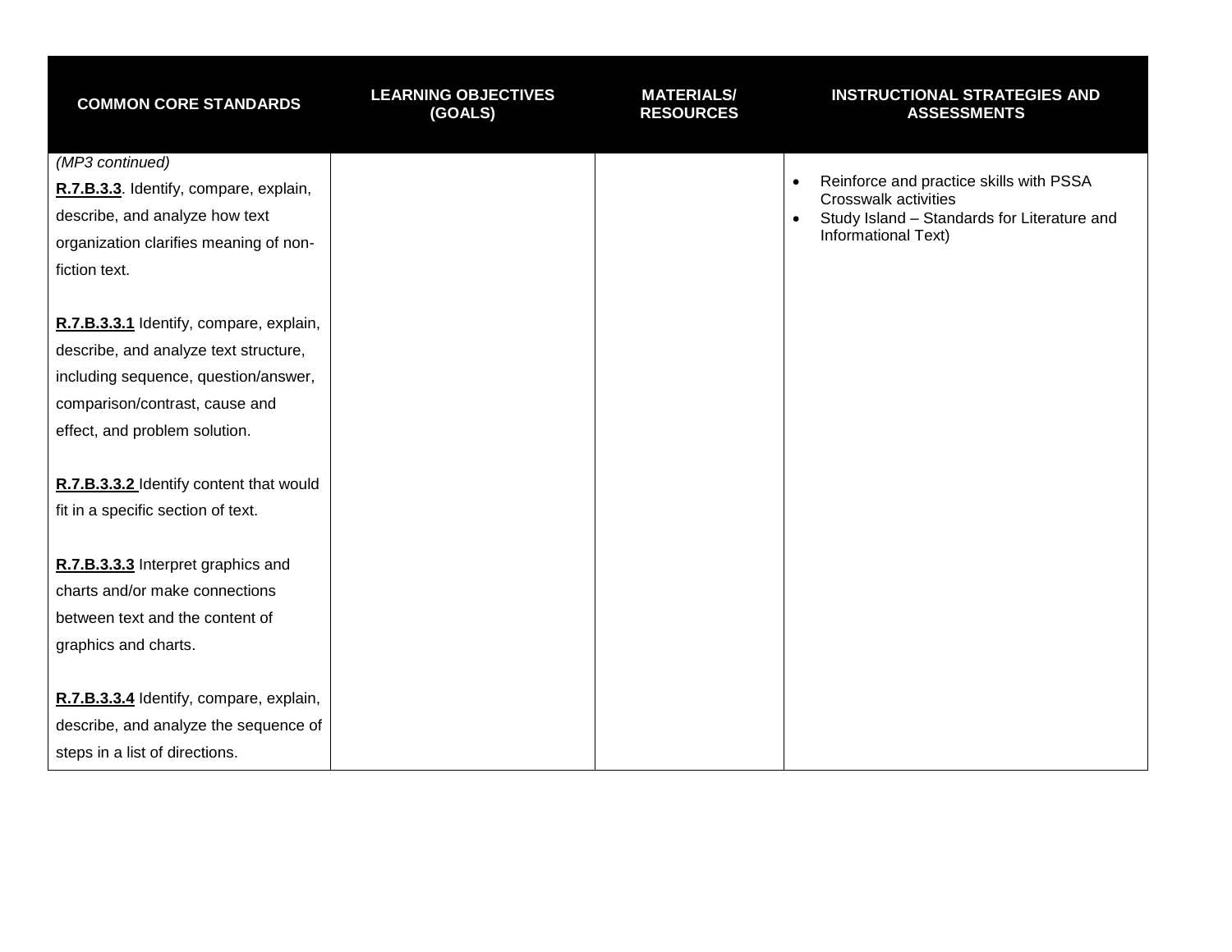| COMMON CORE STANDARDS | LEARNING OBJECTIVES (GOALS) | MATERIALS/ RESOURCES | INSTRUCTIONAL STRATEGIES AND ASSESSMENTS |
|---|---|---|---|
| *(MP3 continued)*<br>**R.7.B.3.3**. Identify, compare, explain, describe, and analyze how text organization clarifies meaning of non-fiction text.<br><br>**R.7.B.3.3.1** Identify, compare, explain, describe, and analyze text structure, including sequence, question/answer, comparison/contrast, cause and effect, and problem solution.<br><br>**R.7.B.3.3.2** Identify content that would fit in a specific section of text.<br><br>**R.7.B.3.3.3** Interpret graphics and charts and/or make connections between text and the content of graphics and charts.<br><br>**R.7.B.3.3.4** Identify, compare, explain, describe, and analyze the sequence of steps in a list of directions. | | | • Reinforce and practice skills with PSSA Crosswalk activities<br>• Study Island – Standards for Literature and Informational Text) |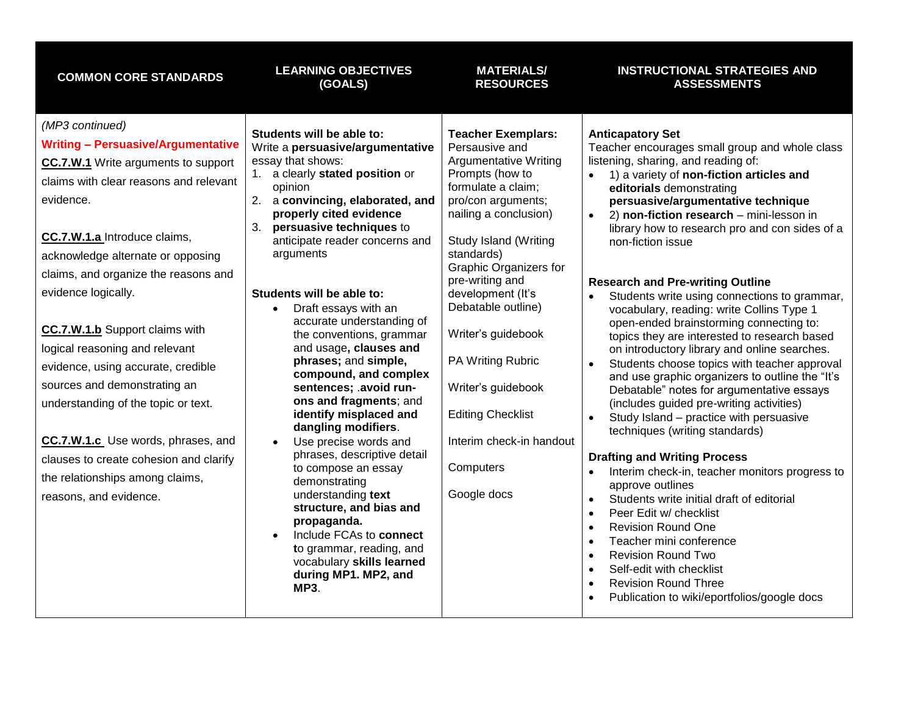| COMMON CORE STANDARDS | LEARNING OBJECTIVES (GOALS) | MATERIALS/ RESOURCES | INSTRUCTIONAL STRATEGIES AND ASSESSMENTS |
|---|---|---|---|
| *(MP3 continued)*<br>**Writing – Persuasive/Argumentative**<br>**CC.7.W.1** Write arguments to support claims with clear reasons and relevant evidence.<br><br>**CC.7.W.1.a** Introduce claims, acknowledge alternate or opposing claims, and organize the reasons and evidence logically.<br><br>**CC.7.W.1.b** Support claims with logical reasoning and relevant evidence, using accurate, credible sources and demonstrating an understanding of the topic or text.<br><br>**CC.7.W.1.c** Use words, phrases, and clauses to create cohesion and clarify the relationships among claims, reasons, and evidence. | **Students will be able to:**<br>Write a **persuasive/argumentative** essay that shows:<br>1. a clearly **stated position** or opinion<br>2. a **convincing, elaborated, and properly cited evidence**<br>3. **persuasive techniques** to anticipate reader concerns and arguments<br><br>**Students will be able to:**<br>• Draft essays with an accurate understanding of the conventions, grammar and usage**, clauses and phrases;** and **simple, compound, and complex sentences;** .**avoid run-ons and fragments**; and **identify misplaced and dangling modifiers**.<br>• Use precise words and phrases, descriptive detail to compose an essay demonstrating understanding **text structure, and bias and propaganda.**<br>• Include FCAs to **connect t**o grammar, reading, and vocabulary **skills learned during MP1. MP2, and MP3**. | **Teacher Exemplars:**<br>Persausive and Argumentative Writing Prompts (how to formulate a claim; pro/con arguments; nailing a conclusion)<br><br>Study Island (Writing standards)<br>Graphic Organizers for pre-writing and development (It's Debatable outline)<br><br>Writer's guidebook<br><br>PA Writing Rubric<br><br>Writer's guidebook<br><br>Editing Checklist<br><br>Interim check-in handout<br><br>Computers<br><br>Google docs | **Anticapatory Set**<br>Teacher encourages small group and whole class listening, sharing, and reading of:<br>• 1) a variety of **non-fiction articles and editorials** demonstrating **persuasive/argumentative technique**<br>• 2) **non-fiction research** – mini-lesson in library how to research pro and con sides of a non-fiction issue<br><br>**Research and Pre-writing Outline**<br>• Students write using connections to grammar, vocabulary, reading: write Collins Type 1 open-ended brainstorming connecting to: topics they are interested to research based on introductory library and online searches.<br>• Students choose topics with teacher approval and use graphic organizers to outline the "It's Debatable" notes for argumentative essays (includes guided pre-writing activities)<br>• Study Island – practice with persuasive techniques (writing standards)<br><br>**Drafting and Writing Process**<br>• Interim check-in, teacher monitors progress to approve outlines<br>• Students write initial draft of editorial<br>• Peer Edit w/ checklist<br>• Revision Round One<br>• Teacher mini conference<br>• Revision Round Two<br>• Self-edit with checklist<br>• Revision Round Three<br>• Publication to wiki/eportfolios/google docs |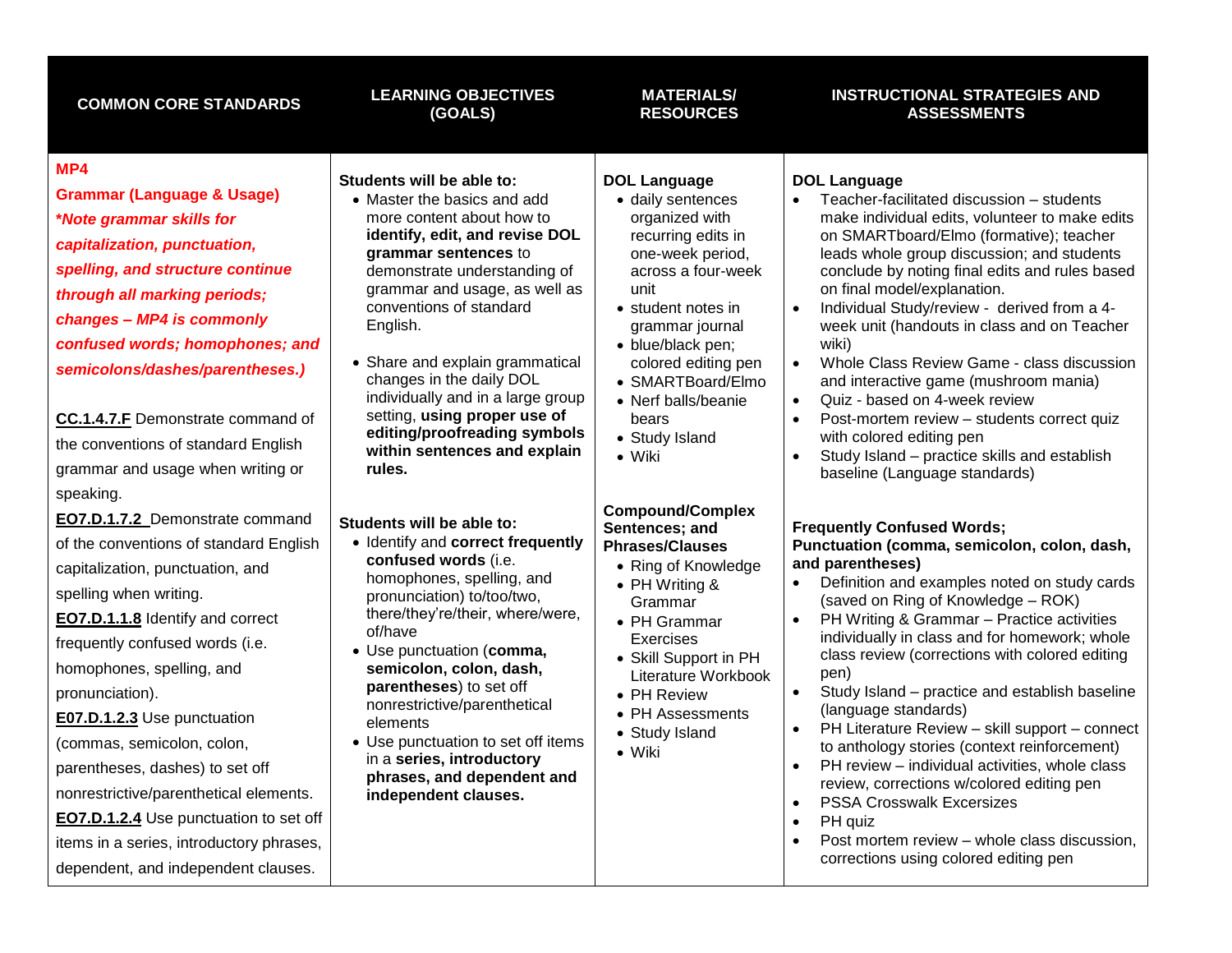| COMMON CORE STANDARDS | LEARNING OBJECTIVES (GOALS) | MATERIALS/ RESOURCES | INSTRUCTIONAL STRATEGIES AND ASSESSMENTS |
|---|---|---|---|
| **MP4**<br>**Grammar (Language & Usage)**<br>***Note grammar skills for capitalization, punctuation, spelling, and structure continue through all marking periods; changes – MP4 is commonly confused words; homophones; and semicolons/dashes/parentheses.)***<br><br>**CC.1.4.7.F** Demonstrate command of the conventions of standard English grammar and usage when writing or speaking.<br>**EO7.D.1.7.2** Demonstrate command of the conventions of standard English capitalization, punctuation, and spelling when writing.<br>**EO7.D.1.1.8** Identify and correct frequently confused words (i.e. homophones, spelling, and pronunciation).<br>**E07.D.1.2.3** Use punctuation (commas, semicolon, colon, parentheses, dashes) to set off nonrestrictive/parenthetical elements.<br>**EO7.D.1.2.4** Use punctuation to set off items in a series, introductory phrases, dependent, and independent clauses. | **Students will be able to:**<br>• Master the basics and add more content about how to **identify, edit, and revise DOL grammar sentences** to demonstrate understanding of grammar and usage, as well as conventions of standard English.<br><br>• Share and explain grammatical changes in the daily DOL individually and in a large group setting, **using proper use of editing/proofreading symbols within sentences and explain rules.**<br><br>**Students will be able to:**<br>• Identify and **correct frequently confused words** (i.e. homophones, spelling, and pronunciation) to/too/two, there/they're/their, where/were, of/have<br>• Use punctuation (**comma, semicolon, colon, dash, parentheses**) to set off nonrestrictive/parenthetical elements<br>• Use punctuation to set off items in a **series, introductory phrases, and dependent and independent clauses.** | **DOL Language**<br>• daily sentences organized with recurring edits in one-week period, across a four-week unit<br>• student notes in grammar journal<br>• blue/black pen; colored editing pen<br>• SMARTBoard/Elmo<br>• Nerf balls/beanie bears<br>• Study Island<br>• Wiki<br><br>**Compound/Complex Sentences; and Phrases/Clauses**<br>• Ring of Knowledge<br>• PH Writing & Grammar<br>• PH Grammar Exercises<br>• Skill Support in PH Literature Workbook<br>• PH Review<br>• PH Assessments<br>• Study Island<br>• Wiki | **DOL Language**<br>• Teacher-facilitated discussion – students make individual edits, volunteer to make edits on SMARTboard/Elmo (formative); teacher leads whole group discussion; and students conclude by noting final edits and rules based on final model/explanation.<br>• Individual Study/review - derived from a 4-week unit (handouts in class and on Teacher wiki)<br>• Whole Class Review Game - class discussion and interactive game (mushroom mania)<br>• Quiz - based on 4-week review<br>• Post-mortem review – students correct quiz with colored editing pen<br>• Study Island – practice skills and establish baseline (Language standards)<br><br>**Frequently Confused Words; Punctuation (comma, semicolon, colon, dash, and parentheses)**<br>• Definition and examples noted on study cards (saved on Ring of Knowledge – ROK)<br>• PH Writing & Grammar – Practice activities individually in class and for homework; whole class review (corrections with colored editing pen)<br>• Study Island – practice and establish baseline (language standards)<br>• PH Literature Review – skill support – connect to anthology stories (context reinforcement)<br>• PH review – individual activities, whole class review, corrections w/colored editing pen<br>• PSSA Crosswalk Excersizes<br>• PH quiz<br>• Post mortem review – whole class discussion, corrections using colored editing pen |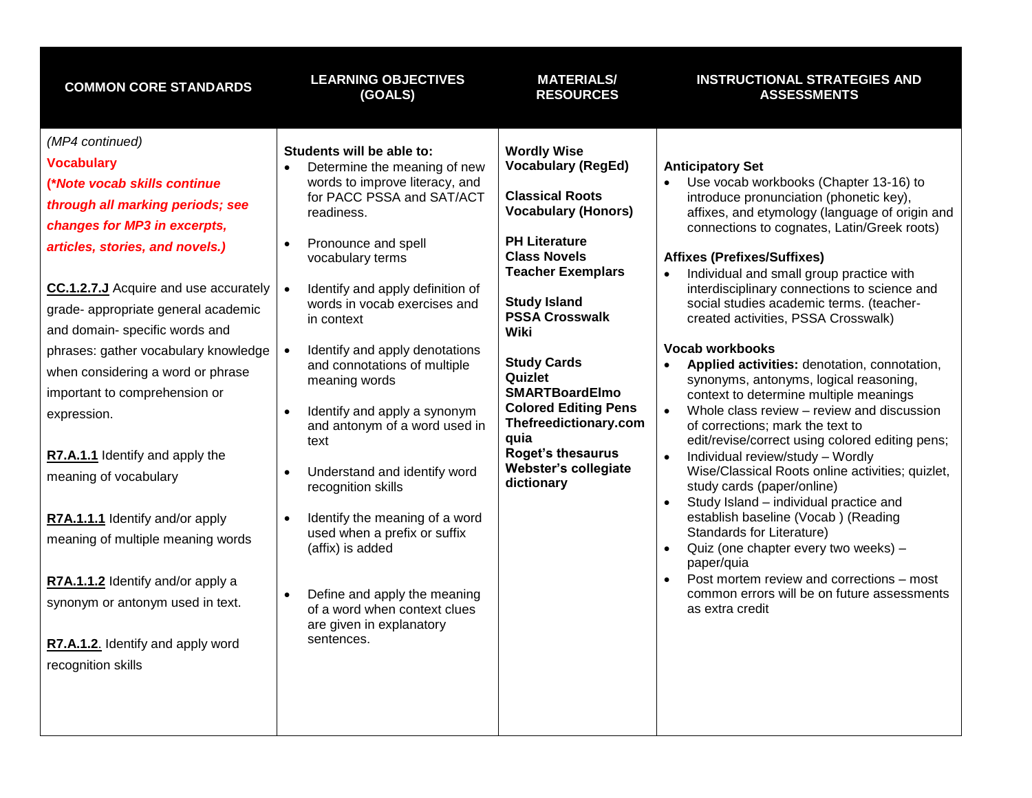| COMMON CORE STANDARDS | LEARNING OBJECTIVES (GOALS) | MATERIALS/ RESOURCES | INSTRUCTIONAL STRATEGIES AND ASSESSMENTS |
|---|---|---|---|
| *(MP4 continued)*<br>**Vocabulary**<br>***(\*Note vocab skills continue through all marking periods; see changes for MP3 in excerpts, articles, stories, and novels.)***<br><br>**CC.1.2.7.J** Acquire and use accurately grade- appropriate general academic and domain- specific words and phrases: gather vocabulary knowledge when considering a word or phrase important to comprehension or expression.<br><br>**R7.A.1.1** Identify and apply the meaning of vocabulary<br><br>**R7A.1.1.1** Identify and/or apply meaning of multiple meaning words<br><br>**R7A.1.1.2** Identify and/or apply a synonym or antonym used in text.<br><br>**R7.A.1.2**. Identify and apply word recognition skills | **Students will be able to:**<br>• Determine the meaning of new words to improve literacy, and for PACC PSSA and SAT/ACT readiness.<br>• Pronounce and spell vocabulary terms<br>• Identify and apply definition of words in vocab exercises and in context<br>• Identify and apply denotations and connotations of multiple meaning words<br>• Identify and apply a synonym and antonym of a word used in text<br>• Understand and identify word recognition skills<br>• Identify the meaning of a word used when a prefix or suffix (affix) is added<br>• Define and apply the meaning of a word when context clues are given in explanatory sentences. | **Wordly Wise Vocabulary (RegEd)**<br><br>**Classical Roots Vocabulary (Honors)**<br><br>**PH Literature**<br>**Class Novels**<br>**Teacher Exemplars**<br><br>**Study Island**<br>**PSSA Crosswalk**<br>**Wiki**<br><br>**Study Cards**<br>**Quizlet**<br>**SMARTBoardElmo**<br>**Colored Editing Pens**<br>**Thefreedictionary.com**<br>**quia**<br>**Roget's thesaurus**<br>**Webster's collegiate dictionary** | **Anticipatory Set**<br>• Use vocab workbooks (Chapter 13-16) to introduce pronunciation (phonetic key), affixes, and etymology (language of origin and connections to cognates, Latin/Greek roots)<br><br>**Affixes (Prefixes/Suffixes)**<br>• Individual and small group practice with interdisciplinary connections to science and social studies academic terms. (teacher-created activities, PSSA Crosswalk)<br><br>**Vocab workbooks**<br>• **Applied activities:** denotation, connotation, synonyms, antonyms, logical reasoning, context to determine multiple meanings<br>• Whole class review – review and discussion of corrections; mark the text to edit/revise/correct using colored editing pens;<br>• Individual review/study – Wordly Wise/Classical Roots online activities; quizlet, study cards (paper/online)<br>• Study Island – individual practice and establish baseline (Vocab ) (Reading Standards for Literature)<br>• Quiz (one chapter every two weeks) – paper/quia<br>• Post mortem review and corrections – most common errors will be on future assessments as extra credit |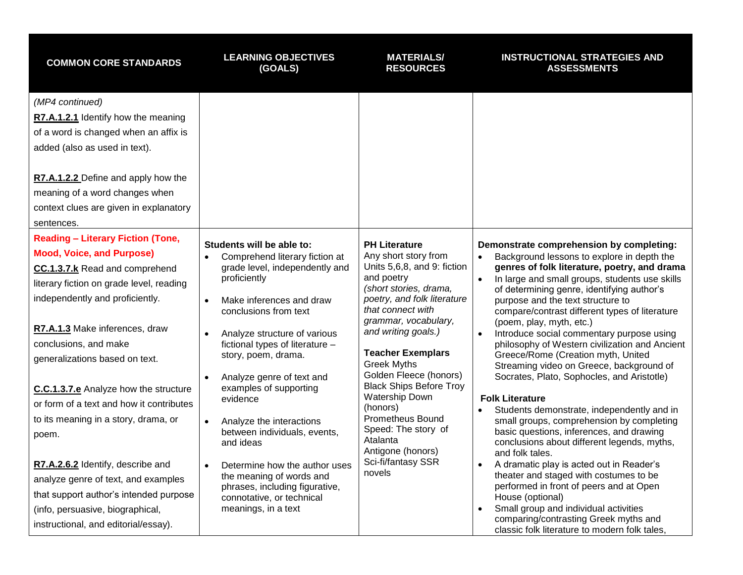| COMMON CORE STANDARDS | LEARNING OBJECTIVES (GOALS) | MATERIALS/ RESOURCES | INSTRUCTIONAL STRATEGIES AND ASSESSMENTS |
|---|---|---|---|
| *(MP4 continued)*<br>**R7.A.1.2.1** Identify how the meaning of a word is changed when an affix is added (also as used in text).<br><br>**R7.A.1.2.2** Define and apply how the meaning of a word changes when context clues are given in explanatory sentences. | | | |
| **Reading – Literary Fiction (Tone, Mood, Voice, and Purpose)**<br>**CC.1.3.7.k** Read and comprehend literary fiction on grade level, reading independently and proficiently.<br><br>**R7.A.1.3** Make inferences, draw conclusions, and make generalizations based on text.<br><br>**C.C.1.3.7.e** Analyze how the structure or form of a text and how it contributes to its meaning in a story, drama, or poem.<br><br>**R7.A.2.6.2** Identify, describe and analyze genre of text, and examples that support author's intended purpose (info, persuasive, biographical, instructional, and editorial/essay). | **Students will be able to:**<br>• Comprehend literary fiction at grade level, independently and proficiently<br>• Make inferences and draw conclusions from text<br>• Analyze structure of various fictional types of literature – story, poem, drama.<br>• Analyze genre of text and examples of supporting evidence<br>• Analyze the interactions between individuals, events, and ideas<br>• Determine how the author uses the meaning of words and phrases, including figurative, connotative, or technical meanings, in a text | **PH Literature**<br>Any short story from Units 5,6,8, and 9: fiction and poetry<br>*(short stories, drama, poetry, and folk literature that connect with grammar, vocabulary, and writing goals.)*<br><br>**Teacher Exemplars**<br>Greek Myths<br>Golden Fleece (honors)<br>Black Ships Before Troy<br>Watership Down (honors)<br>Prometheus Bound<br>Speed: The story of Atalanta<br>Antigone (honors)<br>Sci-fi/fantasy SSR novels | **Demonstrate comprehension by completing:**<br>• Background lessons to explore in depth the **genres of folk literature, poetry, and drama**<br>• In large and small groups, students use skills of determining genre, identifying author's purpose and the text structure to compare/contrast different types of literature (poem, play, myth, etc.)<br>• Introduce social commentary purpose using philosophy of Western civilization and Ancient Greece/Rome (Creation myth, United Streaming video on Greece, background of Socrates, Plato, Sophocles, and Aristotle)<br><br>**Folk Literature**<br>• Students demonstrate, independently and in small groups, comprehension by completing basic questions, inferences, and drawing conclusions about different legends, myths, and folk tales.<br>• A dramatic play is acted out in Reader's theater and staged with costumes to be performed in front of peers and at Open House (optional)<br>• Small group and individual activities comparing/contrasting Greek myths and classic folk literature to modern folk tales, |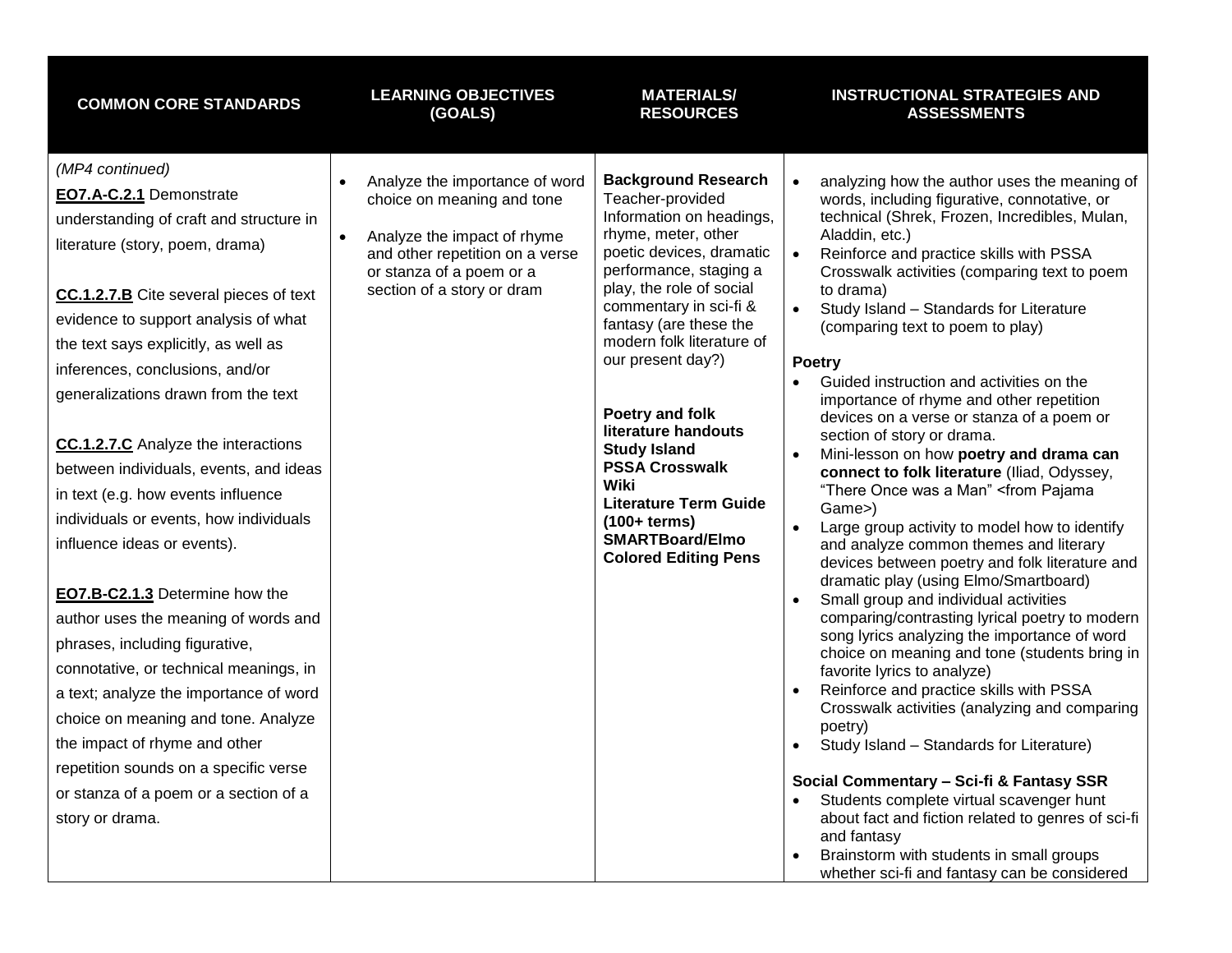| COMMON CORE STANDARDS | LEARNING OBJECTIVES (GOALS) | MATERIALS/ RESOURCES | INSTRUCTIONAL STRATEGIES AND ASSESSMENTS |
| --- | --- | --- | --- |
| *(MP4 continued)*<br>**EO7.A-C.2.1** Demonstrate understanding of craft and structure in literature (story, poem, drama)<br><br>**CC.1.2.7.B** Cite several pieces of text evidence to support analysis of what the text says explicitly, as well as inferences, conclusions, and/or generalizations drawn from the text<br><br>**CC.1.2.7.C** Analyze the interactions between individuals, events, and ideas in text (e.g. how events influence individuals or events, how individuals influence ideas or events).<br><br>**EO7.B-C2.1.3** Determine how the author uses the meaning of words and phrases, including figurative, connotative, or technical meanings, in a text; analyze the importance of word choice on meaning and tone. Analyze the impact of rhyme and other repetition sounds on a specific verse or stanza of a poem or a section of a story or drama. | • Analyze the importance of word choice on meaning and tone<br>• Analyze the impact of rhyme and other repetition on a verse or stanza of a poem or a section of a story or dram | **Background Research**<br>Teacher-provided Information on headings, rhyme, meter, other poetic devices, dramatic performance, staging a play, the role of social commentary in sci-fi & fantasy (are these the modern folk literature of our present day?)<br><br>**Poetry and folk literature handouts**<br>**Study Island**<br>**PSSA Crosswalk**<br>**Wiki**<br>**Literature Term Guide (100+ terms)**<br>**SMARTBoard/Elmo**<br>**Colored Editing Pens** | • analyzing how the author uses the meaning of words, including figurative, connotative, or technical (Shrek, Frozen, Incredibles, Mulan, Aladdin, etc.)<br>• Reinforce and practice skills with PSSA Crosswalk activities (comparing text to poem to drama)<br>• Study Island – Standards for Literature (comparing text to poem to play)<br><br>**Poetry**<br>• Guided instruction and activities on the importance of rhyme and other repetition devices on a verse or stanza of a poem or section of story or drama.<br>• Mini-lesson on how **poetry and drama can connect to folk literature** (Iliad, Odyssey, "There Once was a Man" <from Pajama Game>)<br>• Large group activity to model how to identify and analyze common themes and literary devices between poetry and folk literature and dramatic play (using Elmo/Smartboard)<br>• Small group and individual activities comparing/contrasting lyrical poetry to modern song lyrics analyzing the importance of word choice on meaning and tone (students bring in favorite lyrics to analyze)<br>• Reinforce and practice skills with PSSA Crosswalk activities (analyzing and comparing poetry)<br>• Study Island – Standards for Literature)<br><br>**Social Commentary – Sci-fi & Fantasy SSR**<br>• Students complete virtual scavenger hunt about fact and fiction related to genres of sci-fi and fantasy<br>• Brainstorm with students in small groups whether sci-fi and fantasy can be considered |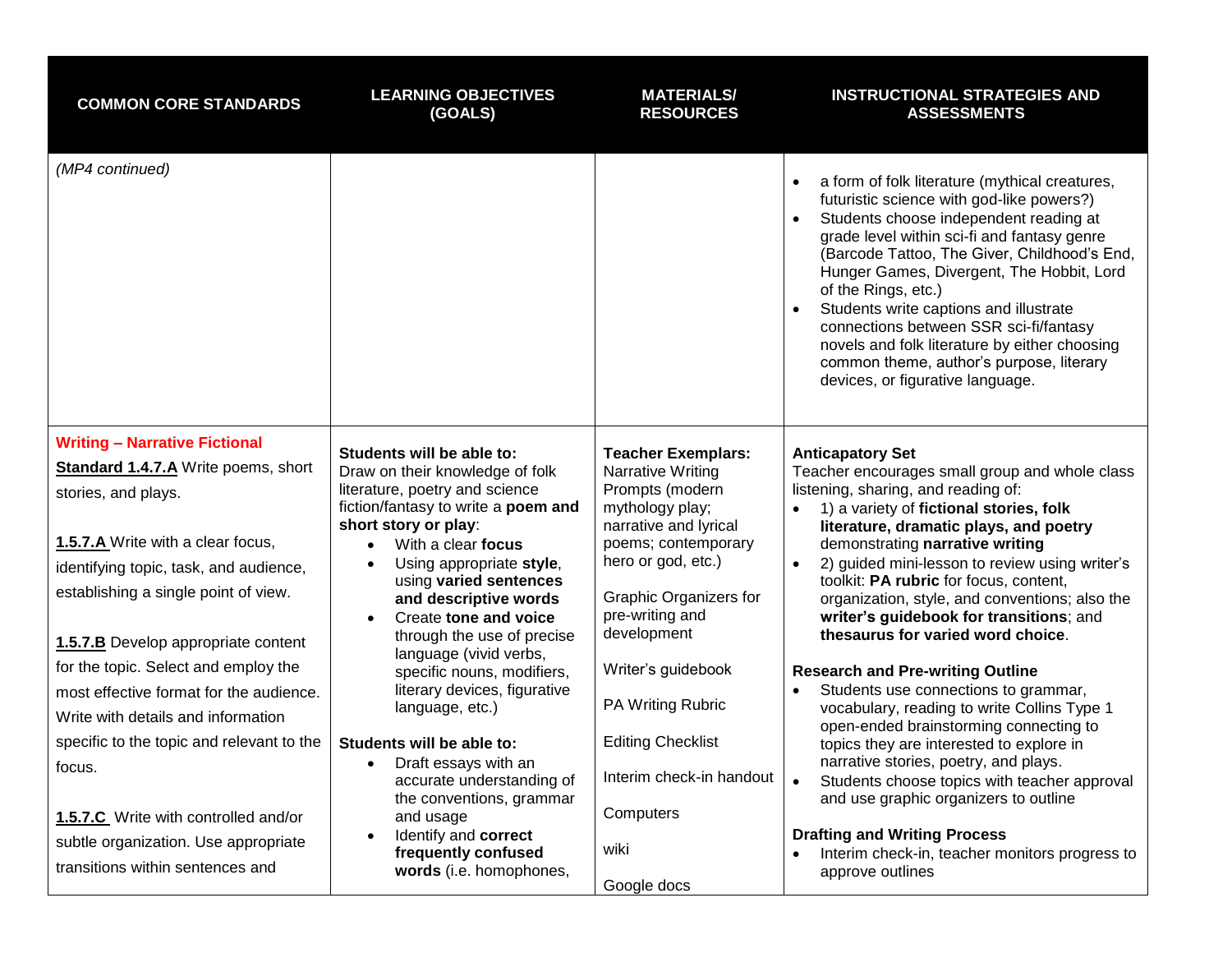| COMMON CORE STANDARDS | LEARNING OBJECTIVES (GOALS) | MATERIALS/ RESOURCES | INSTRUCTIONAL STRATEGIES AND ASSESSMENTS |
|---|---|---|---|
| *(MP4 continued)* | | | • a form of folk literature (mythical creatures, futuristic science with god-like powers?)<br>• Students choose independent reading at grade level within sci-fi and fantasy genre (Barcode Tattoo, The Giver, Childhood's End, Hunger Games, Divergent, The Hobbit, Lord of the Rings, etc.)<br>• Students write captions and illustrate connections between SSR sci-fi/fantasy novels and folk literature by either choosing common theme, author's purpose, literary devices, or figurative language. |
| **Writing – Narrative Fictional**<br>**Standard 1.4.7.A** Write poems, short stories, and plays.<br><br>**1.5.7.A** Write with a clear focus, identifying topic, task, and audience, establishing a single point of view.<br><br>**1.5.7.B** Develop appropriate content for the topic. Select and employ the most effective format for the audience. Write with details and information specific to the topic and relevant to the focus.<br><br>**1.5.7.C** Write with controlled and/or subtle organization. Use appropriate transitions within sentences and | **Students will be able to:**<br>Draw on their knowledge of folk literature, poetry and science fiction/fantasy to write a **poem and short story or play**:<br>• With a clear **focus**<br>• Using appropriate **style**, using **varied sentences and descriptive words**<br>• Create **tone and voice** through the use of precise language (vivid verbs, specific nouns, modifiers, literary devices, figurative language, etc.)<br><br>**Students will be able to:**<br>• Draft essays with an accurate understanding of the conventions, grammar and usage<br>• Identify and **correct frequently confused words** (i.e. homophones, | **Teacher Exemplars:** Narrative Writing Prompts (modern mythology play; narrative and lyrical poems; contemporary hero or god, etc.)<br><br>Graphic Organizers for pre-writing and development<br><br>Writer's guidebook<br><br>PA Writing Rubric<br><br>Editing Checklist<br><br>Interim check-in handout<br><br>Computers<br><br>wiki<br><br>Google docs | **Anticapatory Set**<br>Teacher encourages small group and whole class listening, sharing, and reading of:<br>• 1) a variety of **fictional stories, folk literature, dramatic plays, and poetry** demonstrating **narrative writing**<br>• 2) guided mini-lesson to review using writer's toolkit: **PA rubric** for focus, content, organization, style, and conventions; also the **writer's guidebook for transitions**; and **thesaurus for varied word choice**.<br><br>**Research and Pre-writing Outline**<br>• Students use connections to grammar, vocabulary, reading to write Collins Type 1 open-ended brainstorming connecting to topics they are interested to explore in narrative stories, poetry, and plays.<br>• Students choose topics with teacher approval and use graphic organizers to outline<br><br>**Drafting and Writing Process**<br>• Interim check-in, teacher monitors progress to approve outlines |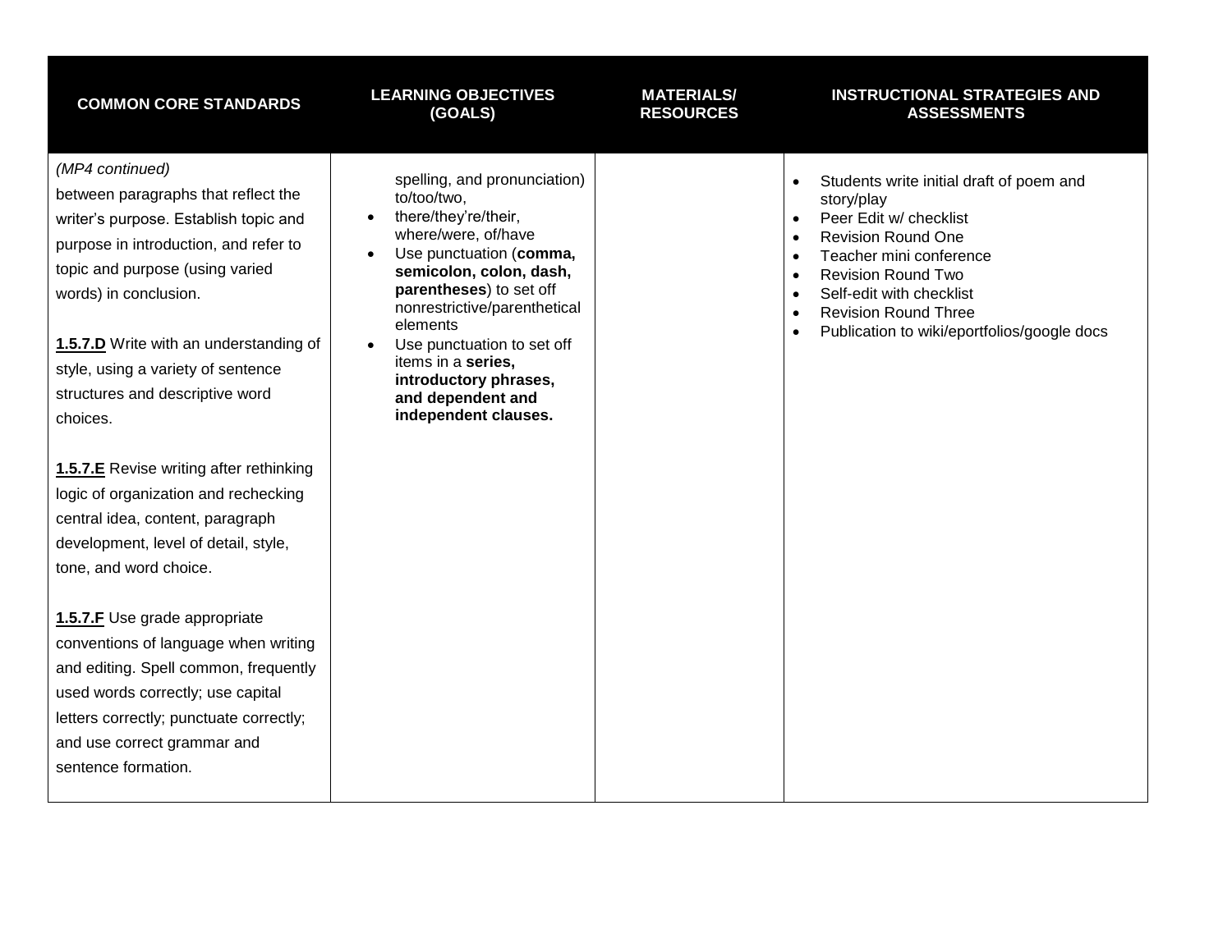| COMMON CORE STANDARDS | LEARNING OBJECTIVES (GOALS) | MATERIALS/ RESOURCES | INSTRUCTIONAL STRATEGIES AND ASSESSMENTS |
|---|---|---|---|
| *(MP4 continued)*<br>between paragraphs that reflect the writer's purpose. Establish topic and purpose in introduction, and refer to topic and purpose (using varied words) in conclusion.<br><br>**1.5.7.D** Write with an understanding of style, using a variety of sentence structures and descriptive word choices.<br><br>**1.5.7.E** Revise writing after rethinking logic of organization and rechecking central idea, content, paragraph development, level of detail, style, tone, and word choice.<br><br>**1.5.7.F** Use grade appropriate conventions of language when writing and editing. Spell common, frequently used words correctly; use capital letters correctly; punctuate correctly; and use correct grammar and sentence formation. | spelling, and pronunciation) to/too/two,<br>• there/they're/their, where/were, of/have<br>• Use punctuation (**comma, semicolon, colon, dash, parentheses**) to set off nonrestrictive/parenthetical elements<br>• Use punctuation to set off items in a **series, introductory phrases, and dependent and independent clauses.** | | • Students write initial draft of poem and story/play<br>• Peer Edit w/ checklist<br>• Revision Round One<br>• Teacher mini conference<br>• Revision Round Two<br>• Self-edit with checklist<br>• Revision Round Three<br>• Publication to wiki/eportfolios/google docs |